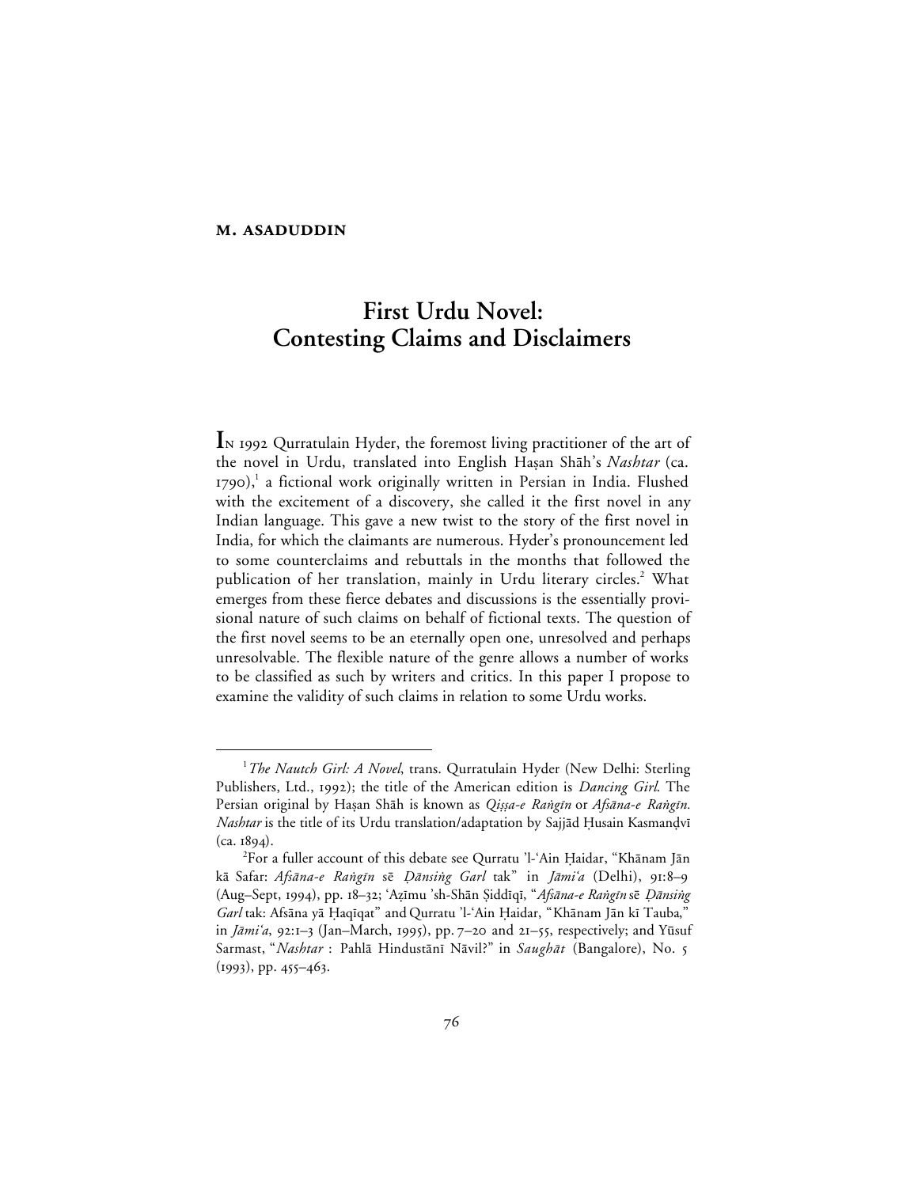**M. ASADUDDIN**

# First Urdu Novel: Contesting Claims and Disclaimers

In 1992 Qurratulain Hyder, the foremost living practitioner of the art of the novel in Urdu, translated into English Ḥasan Shāh's *Nashtar* (ca. 1790),[1] a fictional work originally written in Persian in India. Flushed with the excitement of a discovery, she called it the first novel in any Indian language. This gave a new twist to the story of the first novel in India, for which the claimants are numerous. Hyder's pronouncement led to some counterclaims and rebuttals in the months that followed the publication of her translation, mainly in Urdu literary circles.[2] What emerges from these fierce debates and discussions is the essentially provisional nature of such claims on behalf of fictional texts. The question of the first novel seems to be an eternally open one, unresolved and perhaps unresolvable. The flexible nature of the genre allows a number of works to be classified as such by writers and critics. In this paper I propose to examine the validity of such claims in relation to some Urdu works.

---

[1] *The Nautch Girl: A Novel*, trans. Qurratulain Hyder (New Delhi: Sterling Publishers, Ltd., 1992); the title of the American edition is *Dancing Girl*. The Persian original by Ḥasan Shāh is known as *Qiṣṣa-e Raṅgīn* or *Afsāna-e Raṅgīn*. *Nashtar* is the title of its Urdu translation/adaptation by Sajjād Ḥusain Kasmanḍvī (ca. 1894).

[2] For a fuller account of this debate see Qurratu 'l-'Ain Ḥaidar, "Khānam Jān kā Safar: *Afsāna-e Raṅgīn* sē *Ḍānsiṅg Garl* tak" in *Jāmi'a* (Delhi), 91:8–9 (Aug–Sept, 1994), pp. 18–32; 'Aẓīmu 'sh-Shān Ṣiddīqī, "*Afsāna-e Raṅgīn* sē *Ḍānsiṅg Garl* tak: Afsāna yā Ḥaqīqat" and Qurratu 'l-'Ain Ḥaidar, "Khānam Jān kī Tauba," in *Jāmi'a*, 92:1–3 (Jan–March, 1995), pp. 7–20 and 21–55, respectively; and Yūsuf Sarmast, "*Nashtar* : Pahlā Hindustānī Nāvil?" in *Saughāt* (Bangalore), No. 5 (1993), pp. 455–463.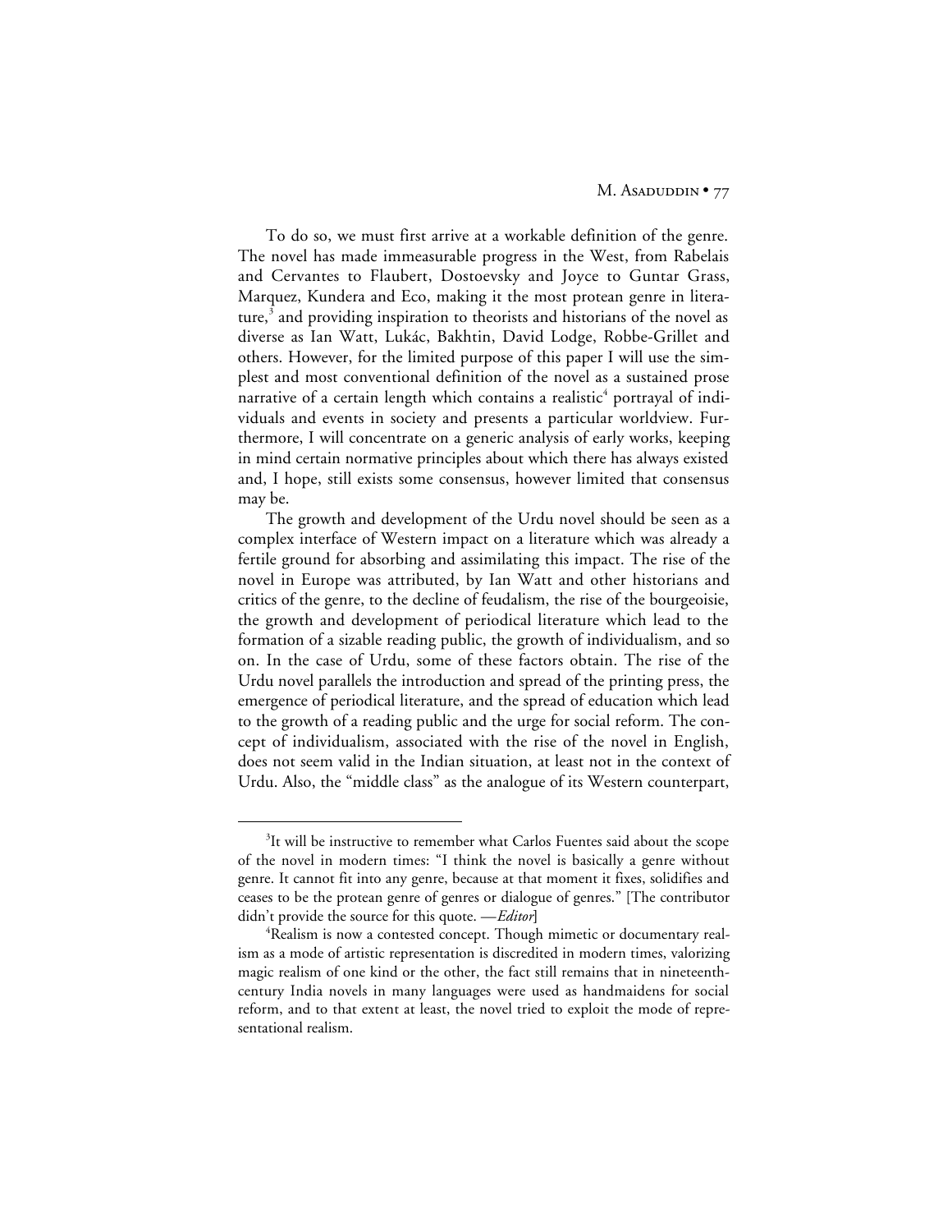To do so, we must first arrive at a workable definition of the genre. The novel has made immeasurable progress in the West, from Rabelais and Cervantes to Flaubert, Dostoevsky and Joyce to Guntar Grass, Marquez, Kundera and Eco, making it the most protean genre in literature,[3] and providing inspiration to theorists and historians of the novel as diverse as Ian Watt, Lukác, Bakhtin, David Lodge, Robbe-Grillet and others. However, for the limited purpose of this paper I will use the simplest and most conventional definition of the novel as a sustained prose narrative of a certain length which contains a realistic[4] portrayal of individuals and events in society and presents a particular worldview. Furthermore, I will concentrate on a generic analysis of early works, keeping in mind certain normative principles about which there has always existed and, I hope, still exists some consensus, however limited that consensus may be.

The growth and development of the Urdu novel should be seen as a complex interface of Western impact on a literature which was already a fertile ground for absorbing and assimilating this impact. The rise of the novel in Europe was attributed, by Ian Watt and other historians and critics of the genre, to the decline of feudalism, the rise of the bourgeoisie, the growth and development of periodical literature which lead to the formation of a sizable reading public, the growth of individualism, and so on. In the case of Urdu, some of these factors obtain. The rise of the Urdu novel parallels the introduction and spread of the printing press, the emergence of periodical literature, and the spread of education which lead to the growth of a reading public and the urge for social reform. The concept of individualism, associated with the rise of the novel in English, does not seem valid in the Indian situation, at least not in the context of Urdu. Also, the "middle class" as the analogue of its Western counterpart,

---

[3]It will be instructive to remember what Carlos Fuentes said about the scope of the novel in modern times: "I think the novel is basically a genre without genre. It cannot fit into any genre, because at that moment it fixes, solidifies and ceases to be the protean genre of genres or dialogue of genres." [The contributor didn't provide the source for this quote. —*Editor*]

[4]Realism is now a contested concept. Though mimetic or documentary realism as a mode of artistic representation is discredited in modern times, valorizing magic realism of one kind or the other, the fact still remains that in nineteenth-century India novels in many languages were used as handmaidens for social reform, and to that extent at least, the novel tried to exploit the mode of representational realism.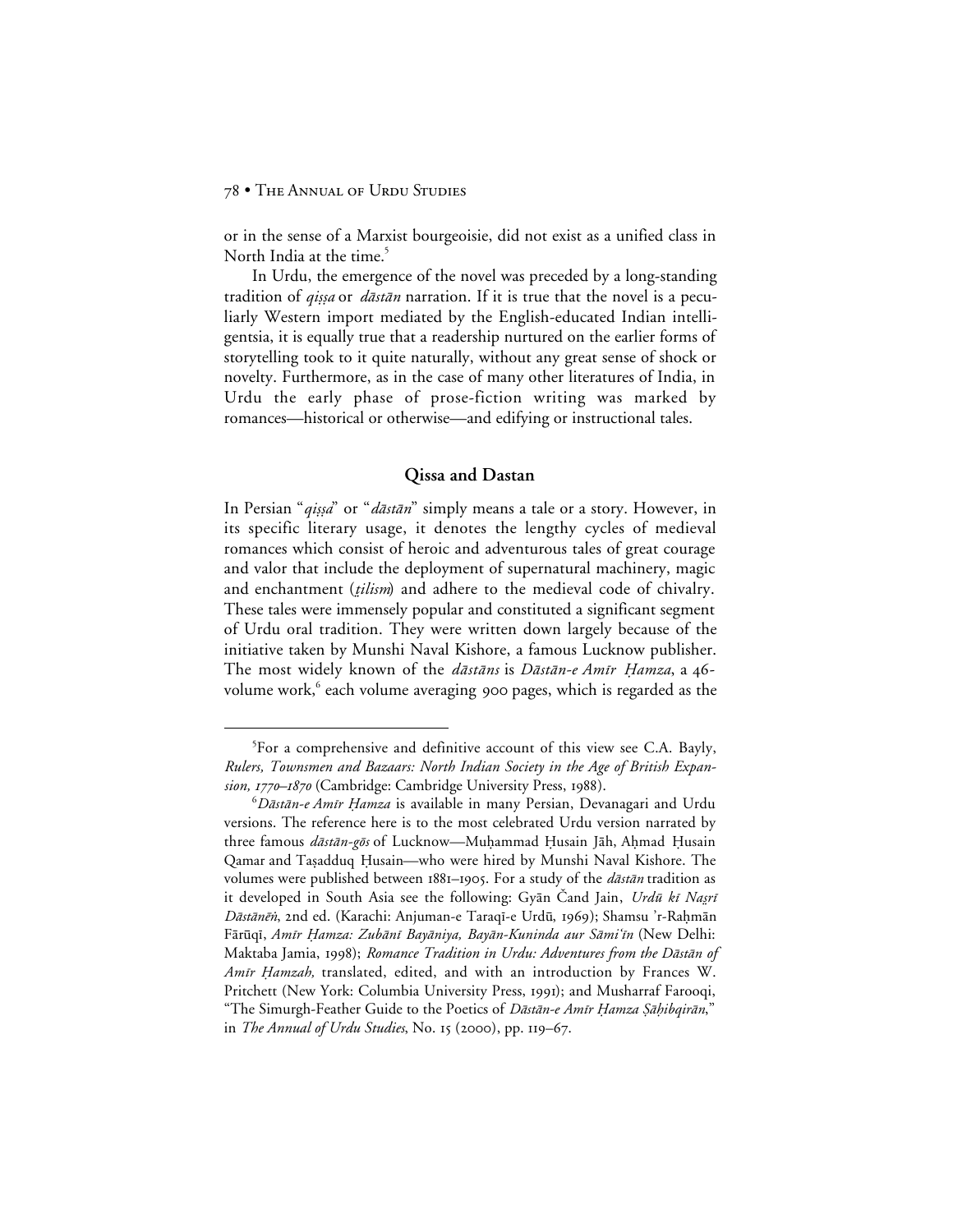or in the sense of a Marxist bourgeoisie, did not exist as a unified class in North India at the time.[5]

In Urdu, the emergence of the novel was preceded by a long-standing tradition of *qiṣṣa* or *dāstān* narration. If it is true that the novel is a peculiarly Western import mediated by the English-educated Indian intelligentsia, it is equally true that a readership nurtured on the earlier forms of storytelling took to it quite naturally, without any great sense of shock or novelty. Furthermore, as in the case of many other literatures of India, in Urdu the early phase of prose-fiction writing was marked by romances—historical or otherwise—and edifying or instructional tales.

## Qissa and Dastan

In Persian "*qiṣṣa*" or "*dāstān*" simply means a tale or a story. However, in its specific literary usage, it denotes the lengthy cycles of medieval romances which consist of heroic and adventurous tales of great courage and valor that include the deployment of supernatural machinery, magic and enchantment (*ṭilism*) and adhere to the medieval code of chivalry. These tales were immensely popular and constituted a significant segment of Urdu oral tradition. They were written down largely because of the initiative taken by Munshi Naval Kishore, a famous Lucknow publisher. The most widely known of the *dāstāns* is *Dāstān-e Amīr Ḥamza*, a 46-volume work,[6] each volume averaging 900 pages, which is regarded as the

---

[5]For a comprehensive and definitive account of this view see C.A. Bayly, *Rulers, Townsmen and Bazaars: North Indian Society in the Age of British Expansion, 1770–1870* (Cambridge: Cambridge University Press, 1988).

[6]*Dāstān-e Amīr Ḥamza* is available in many Persian, Devanagari and Urdu versions. The reference here is to the most celebrated Urdu version narrated by three famous *dāstān-gōs* of Lucknow—Muḥammad Ḥusain Jāh, Aḥmad Ḥusain Qamar and Taṣadduq Ḥusain—who were hired by Munshi Naval Kishore. The volumes were published between 1881–1905. For a study of the *dāstān* tradition as it developed in South Asia see the following: Gyān Čand Jain, *Urdū kī Naṣrī Dāstānēṅ*, 2nd ed. (Karachi: Anjuman-e Taraqī-e Urdū, 1969); Shamsu 'r-Raḥmān Fārūqī, *Amīr Ḥamza: Zubānī Bayāniya, Bayān-Kuninda aur Sāmi'īn* (New Delhi: Maktaba Jamia, 1998); *Romance Tradition in Urdu: Adventures from the Dāstān of Amīr Ḥamzah,* translated, edited, and with an introduction by Frances W. Pritchett (New York: Columbia University Press, 1991); and Musharraf Farooqi, "The Simurgh-Feather Guide to the Poetics of *Dāstān-e Amīr Ḥamza Ṣāḥibqirān*," in *The Annual of Urdu Studies*, No. 15 (2000), pp. 119–67.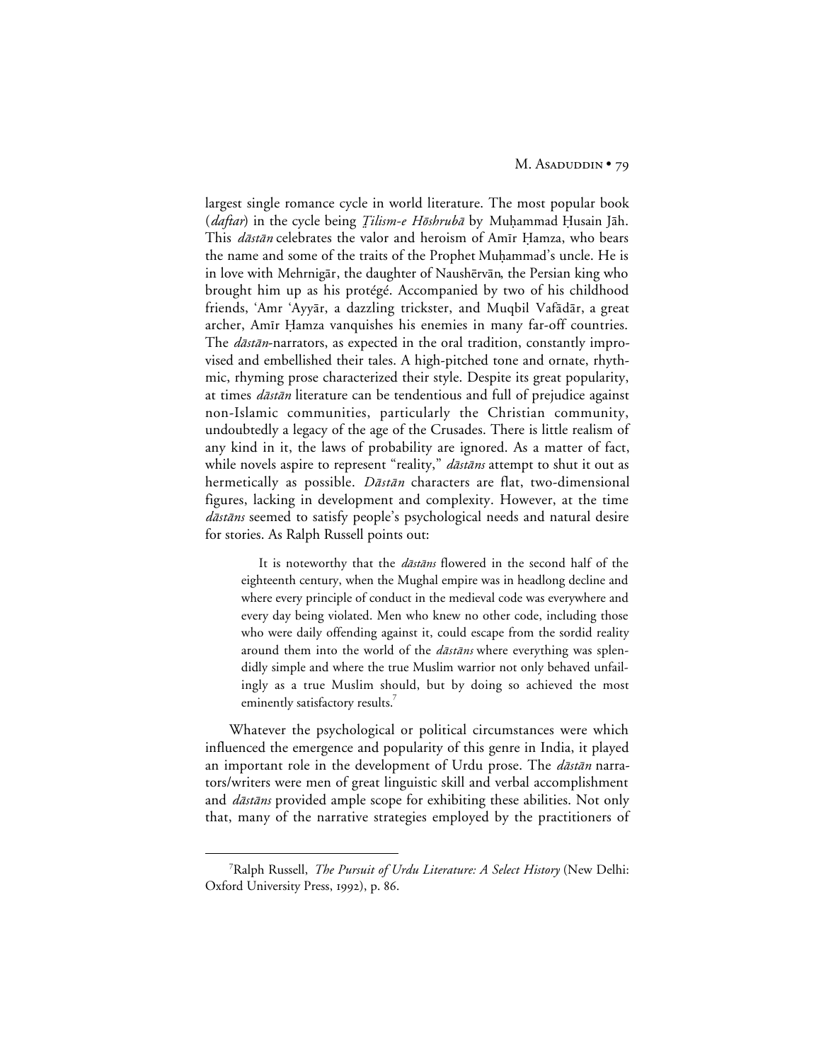largest single romance cycle in world literature. The most popular book (*daftar*) in the cycle being *Ṭilism-e Hōshrubā* by Muḥammad Ḥusain Jāh. This *dāstān* celebrates the valor and heroism of Amīr Ḥamza, who bears the name and some of the traits of the Prophet Muḥammad's uncle. He is in love with Mehrnigār, the daughter of Naushērvān, the Persian king who brought him up as his protégé. Accompanied by two of his childhood friends, 'Amr 'Ayyār, a dazzling trickster, and Muqbil Vafādār, a great archer, Amīr Ḥamza vanquishes his enemies in many far-off countries. The *dāstān*-narrators, as expected in the oral tradition, constantly improvised and embellished their tales. A high-pitched tone and ornate, rhythmic, rhyming prose characterized their style. Despite its great popularity, at times *dāstān* literature can be tendentious and full of prejudice against non-Islamic communities, particularly the Christian community, undoubtedly a legacy of the age of the Crusades. There is little realism of any kind in it, the laws of probability are ignored. As a matter of fact, while novels aspire to represent "reality," *dāstāns* attempt to shut it out as hermetically as possible. *Dāstān* characters are flat, two-dimensional figures, lacking in development and complexity. However, at the time *dāstāns* seemed to satisfy people's psychological needs and natural desire for stories. As Ralph Russell points out:

> It is noteworthy that the *dāstāns* flowered in the second half of the eighteenth century, when the Mughal empire was in headlong decline and where every principle of conduct in the medieval code was everywhere and every day being violated. Men who knew no other code, including those who were daily offending against it, could escape from the sordid reality around them into the world of the *dāstāns* where everything was splendidly simple and where the true Muslim warrior not only behaved unfailingly as a true Muslim should, but by doing so achieved the most eminently satisfactory results.[7]

Whatever the psychological or political circumstances were which influenced the emergence and popularity of this genre in India, it played an important role in the development of Urdu prose. The *dāstān* narrators/writers were men of great linguistic skill and verbal accomplishment and *dāstāns* provided ample scope for exhibiting these abilities. Not only that, many of the narrative strategies employed by the practitioners of

---

[7] Ralph Russell, *The Pursuit of Urdu Literature: A Select History* (New Delhi: Oxford University Press, 1992), p. 86.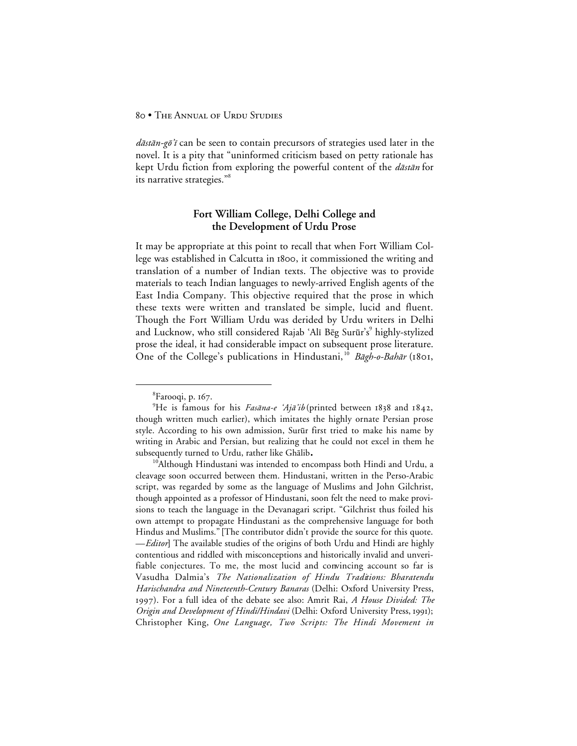*dāstān-gō'ī* can be seen to contain precursors of strategies used later in the novel. It is a pity that "uninformed criticism based on petty rationale has kept Urdu fiction from exploring the powerful content of the *dāstān* for its narrative strategies."[8]

## Fort William College, Delhi College and the Development of Urdu Prose

It may be appropriate at this point to recall that when Fort William College was established in Calcutta in 1800, it commissioned the writing and translation of a number of Indian texts. The objective was to provide materials to teach Indian languages to newly-arrived English agents of the East India Company. This objective required that the prose in which these texts were written and translated be simple, lucid and fluent. Though the Fort William Urdu was derided by Urdu writers in Delhi and Lucknow, who still considered Rajab 'Alī Bēg Surūr's[9] highly-stylized prose the ideal, it had considerable impact on subsequent prose literature. One of the College's publications in Hindustani,[10] *Bāgh-o-Bahār* (1801,

---

[8]Farooqi, p. 167.

[9]He is famous for his *Fasāna-e 'Ajā'ib* (printed between 1838 and 1842, though written much earlier), which imitates the highly ornate Persian prose style. According to his own admission, Surūr first tried to make his name by writing in Arabic and Persian, but realizing that he could not excel in them he subsequently turned to Urdu, rather like Ghālib.

[10]Although Hindustani was intended to encompass both Hindi and Urdu, a cleavage soon occurred between them. Hindustani, written in the Perso-Arabic script, was regarded by some as the language of Muslims and John Gilchrist, though appointed as a professor of Hindustani, soon felt the need to make provisions to teach the language in the Devanagari script. "Gilchrist thus foiled his own attempt to propagate Hindustani as the comprehensive language for both Hindus and Muslims." [The contributor didn't provide the source for this quote. —*Editor*] The available studies of the origins of both Urdu and Hindi are highly contentious and riddled with misconceptions and historically invalid and unverifiable conjectures. To me, the most lucid and convincing account so far is Vasudha Dalmia's *The Nationalization of Hindu Traditions: Bharatendu Harischandra and Nineteenth-Century Banaras* (Delhi: Oxford University Press, 1997). For a full idea of the debate see also: Amrit Rai, *A House Divided: The Origin and Development of Hindi/Hindavi* (Delhi: Oxford University Press, 1991); Christopher King, *One Language, Two Scripts: The Hindi Movement in*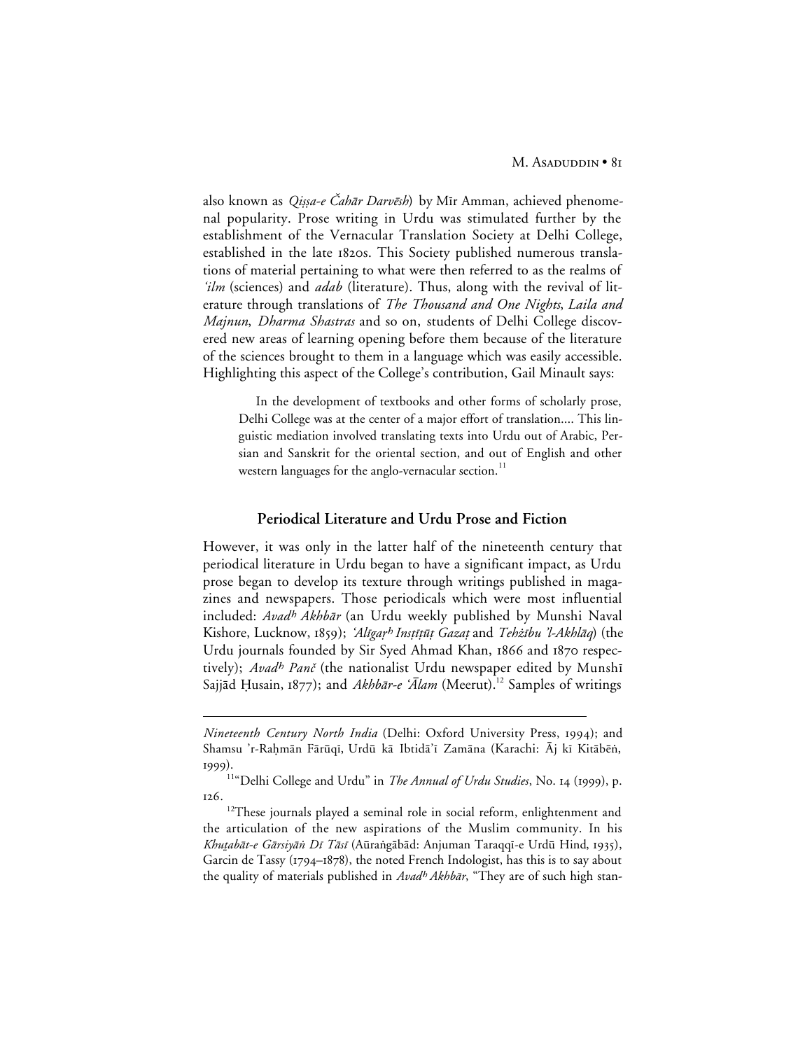also known as *Qiṣṣa-e Čahār Darvēsh*) by Mīr Amman, achieved phenomenal popularity. Prose writing in Urdu was stimulated further by the establishment of the Vernacular Translation Society at Delhi College, established in the late 1820s. This Society published numerous translations of material pertaining to what were then referred to as the realms of *'ilm* (sciences) and *adab* (literature). Thus, along with the revival of literature through translations of *The Thousand and One Nights*, *Laila and Majnun*, *Dharma Shastras* and so on, students of Delhi College discovered new areas of learning opening before them because of the literature of the sciences brought to them in a language which was easily accessible. Highlighting this aspect of the College's contribution, Gail Minault says:

> In the development of textbooks and other forms of scholarly prose, Delhi College was at the center of a major effort of translation.... This linguistic mediation involved translating texts into Urdu out of Arabic, Persian and Sanskrit for the oriental section, and out of English and other western languages for the anglo-vernacular section.[11]

## Periodical Literature and Urdu Prose and Fiction

However, it was only in the latter half of the nineteenth century that periodical literature in Urdu began to have a significant impact, as Urdu prose began to develop its texture through writings published in magazines and newspapers. Those periodicals which were most influential included: *Avadʰ Akhbār* (an Urdu weekly published by Munshi Naval Kishore, Lucknow, 1859); *'Alīgaṛʰ Insṭīṭūṭ Gazaṭ* and *Tehẕību 'l-Akhlāq*) (the Urdu journals founded by Sir Syed Ahmad Khan, 1866 and 1870 respectively); *Avadʰ Panč* (the nationalist Urdu newspaper edited by Munshī Sajjād Ḥusain, 1877); and *Akhbār-e 'Ālam* (Meerut).[12] Samples of writings

---

*Nineteenth Century North India* (Delhi: Oxford University Press, 1994); and Shamsu 'r-Raḥmān Fārūqī, Urdū kā Ibtidā'ī Zamāna (Karachi: Āj kī Kitābēn̈, 1999).

[11] "Delhi College and Urdu" in *The Annual of Urdu Studies*, No. 14 (1999), p. 126.

[12] These journals played a seminal role in social reform, enlightenment and the articulation of the new aspirations of the Muslim community. In his *Khuṭabāt-e Gārsiyān̈ Dī Tāsī* (Aūrangābād: Anjuman Taraqqī-e Urdū Hind, 1935), Garcin de Tassy (1794–1878), the noted French Indologist, has this is to say about the quality of materials published in *Avadʰ Akhbār*, "They are of such high stan-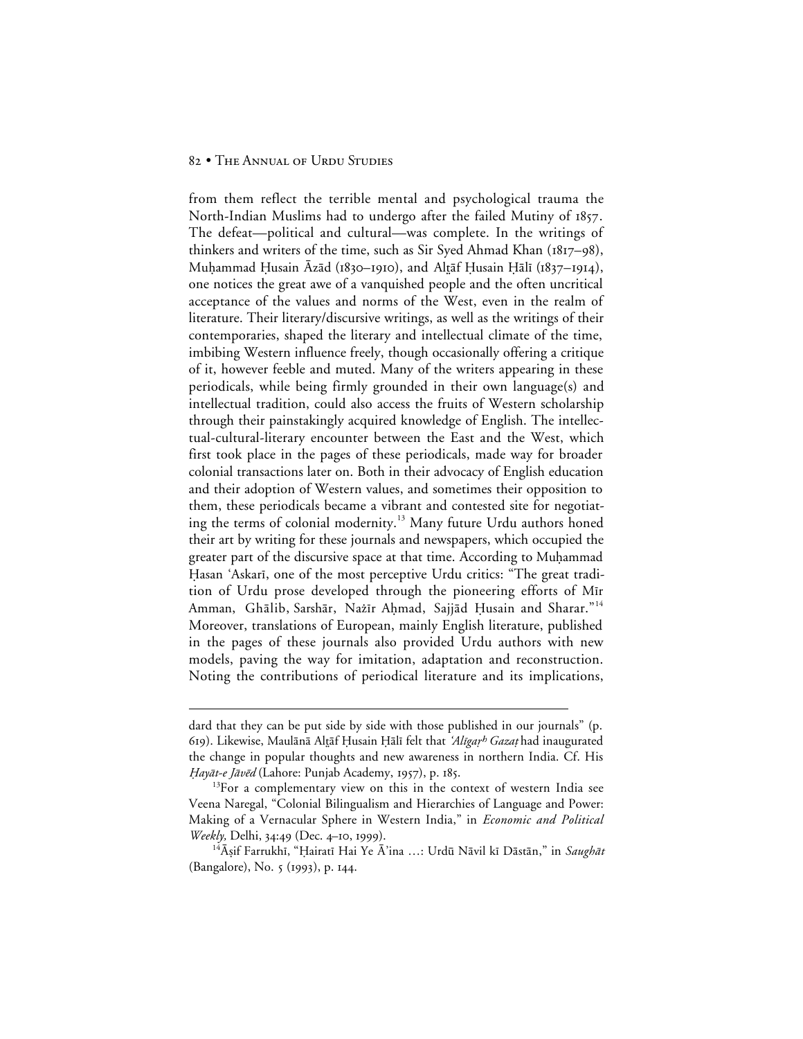from them reflect the terrible mental and psychological trauma the North-Indian Muslims had to undergo after the failed Mutiny of 1857. The defeat—political and cultural—was complete. In the writings of thinkers and writers of the time, such as Sir Syed Ahmad Khan (1817–98), Muḥammad Ḥusain Āzād (1830–1910), and Alṭāf Ḥusain Ḥālī (1837–1914), one notices the great awe of a vanquished people and the often uncritical acceptance of the values and norms of the West, even in the realm of literature. Their literary/discursive writings, as well as the writings of their contemporaries, shaped the literary and intellectual climate of the time, imbibing Western influence freely, though occasionally offering a critique of it, however feeble and muted. Many of the writers appearing in these periodicals, while being firmly grounded in their own language(s) and intellectual tradition, could also access the fruits of Western scholarship through their painstakingly acquired knowledge of English. The intellectual-cultural-literary encounter between the East and the West, which first took place in the pages of these periodicals, made way for broader colonial transactions later on. Both in their advocacy of English education and their adoption of Western values, and sometimes their opposition to them, these periodicals became a vibrant and contested site for negotiating the terms of colonial modernity.[13] Many future Urdu authors honed their art by writing for these journals and newspapers, which occupied the greater part of the discursive space at that time. According to Muḥammad Ḥasan ʿAskarī, one of the most perceptive Urdu critics: "The great tradition of Urdu prose developed through the pioneering efforts of Mīr Amman, Ghālib, Sarshār, Nażīr Aḥmad, Sajjād Ḥusain and Sharar."[14] Moreover, translations of European, mainly English literature, published in the pages of these journals also provided Urdu authors with new models, paving the way for imitation, adaptation and reconstruction. Noting the contributions of periodical literature and its implications,

---

dard that they can be put side by side with those published in our journals" (p. 619). Likewise, Maulānā Alṭāf Ḥusain Ḥālī felt that *ʿAlīgaṛh Gazaṭ* had inaugurated the change in popular thoughts and new awareness in northern India. Cf. His *Ḥayāt-e Jāvēd* (Lahore: Punjab Academy, 1957), p. 185.

[13]For a complementary view on this in the context of western India see Veena Naregal, "Colonial Bilingualism and Hierarchies of Language and Power: Making of a Vernacular Sphere in Western India," in *Economic and Political Weekly,* Delhi, 34:49 (Dec. 4–10, 1999).

[14]Āṣif Farrukhī, "Ḥairatī Hai Ye Āʾina …: Urdū Nāvil kī Dāstān," in *Saughāt* (Bangalore), No. 5 (1993), p. 144.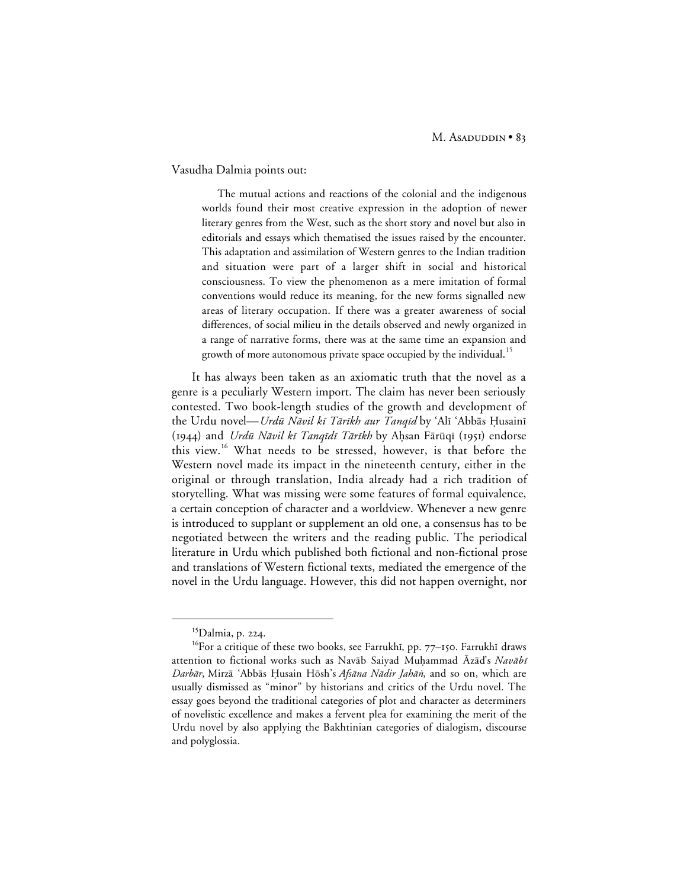Vasudha Dalmia points out:

> The mutual actions and reactions of the colonial and the indigenous worlds found their most creative expression in the adoption of newer literary genres from the West, such as the short story and novel but also in editorials and essays which thematised the issues raised by the encounter. This adaptation and assimilation of Western genres to the Indian tradition and situation were part of a larger shift in social and historical consciousness. To view the phenomenon as a mere imitation of formal conventions would reduce its meaning, for the new forms signalled new areas of literary occupation. If there was a greater awareness of social differences, of social milieu in the details observed and newly organized in a range of narrative forms, there was at the same time an expansion and growth of more autonomous private space occupied by the individual.[15]

It has always been taken as an axiomatic truth that the novel as a genre is a peculiarly Western import. The claim has never been seriously contested. Two book-length studies of the growth and development of the Urdu novel—*Urdū Nāvil kī Tārīkh aur Tanqīd* by ʿAlī ʿAbbās Ḥusainī (1944) and *Urdū Nāvil kī Tanqīdī Tārīkh* by Aḥsan Fārūqī (1951) endorse this view.[16] What needs to be stressed, however, is that before the Western novel made its impact in the nineteenth century, either in the original or through translation, India already had a rich tradition of storytelling. What was missing were some features of formal equivalence, a certain conception of character and a worldview. Whenever a new genre is introduced to supplant or supplement an old one, a consensus has to be negotiated between the writers and the reading public. The periodical literature in Urdu which published both fictional and non-fictional prose and translations of Western fictional texts, mediated the emergence of the novel in the Urdu language. However, this did not happen overnight, nor

---

[15] Dalmia, p. 224.

[16] For a critique of these two books, see Farrukhī, pp. 77–150. Farrukhī draws attention to fictional works such as Navāb Saiyad Muḥammad Āzād's *Navābī Darbār*, Mirzā ʿAbbās Ḥusain Hōsh's *Afsāna Nādir Jahāṅ*, and so on, which are usually dismissed as "minor" by historians and critics of the Urdu novel. The essay goes beyond the traditional categories of plot and character as determiners of novelistic excellence and makes a fervent plea for examining the merit of the Urdu novel by also applying the Bakhtinian categories of dialogism, discourse and polyglossia.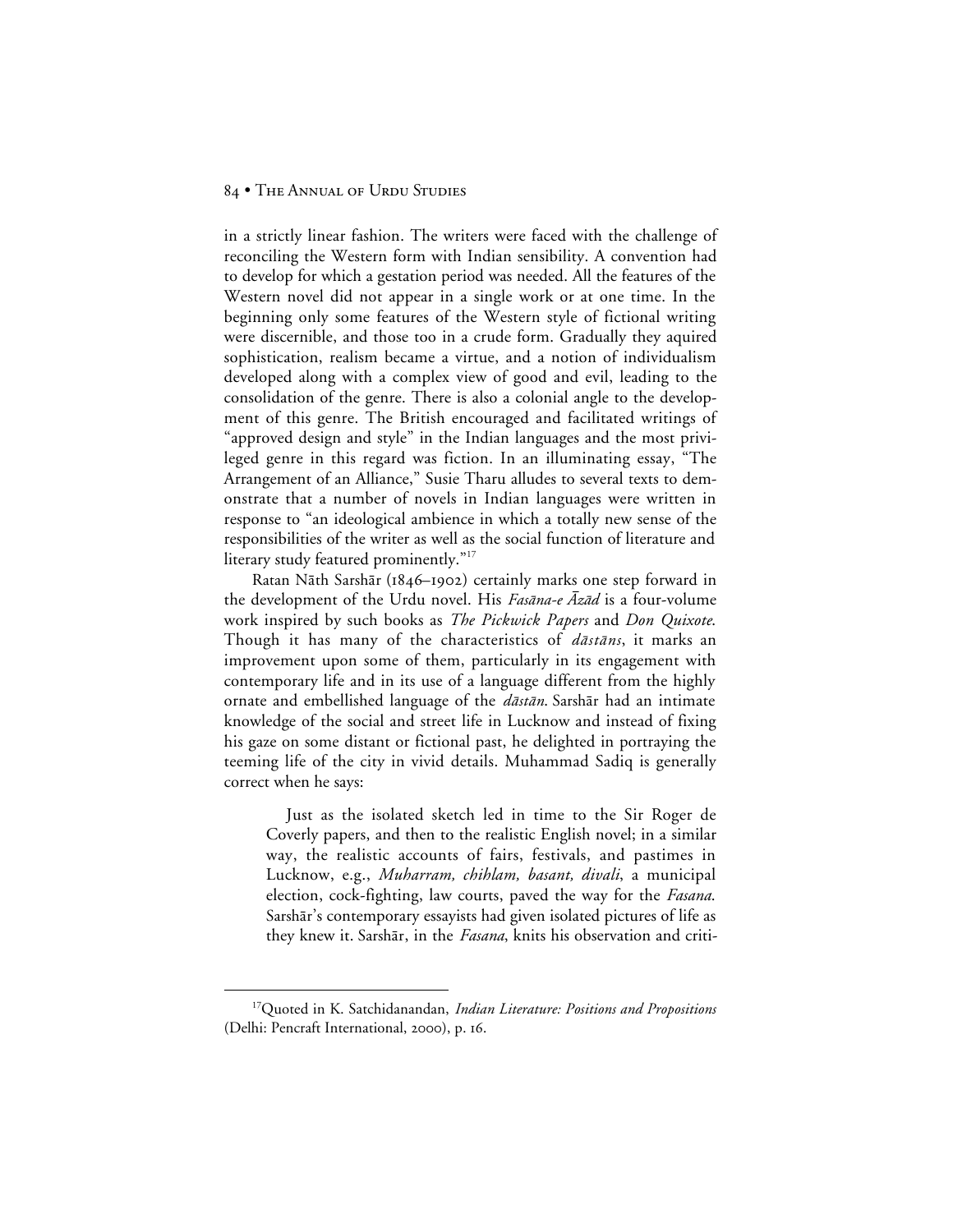in a strictly linear fashion. The writers were faced with the challenge of reconciling the Western form with Indian sensibility. A convention had to develop for which a gestation period was needed. All the features of the Western novel did not appear in a single work or at one time. In the beginning only some features of the Western style of fictional writing were discernible, and those too in a crude form. Gradually they aquired sophistication, realism became a virtue, and a notion of individualism developed along with a complex view of good and evil, leading to the consolidation of the genre. There is also a colonial angle to the development of this genre. The British encouraged and facilitated writings of "approved design and style" in the Indian languages and the most privileged genre in this regard was fiction. In an illuminating essay, "The Arrangement of an Alliance," Susie Tharu alludes to several texts to demonstrate that a number of novels in Indian languages were written in response to "an ideological ambience in which a totally new sense of the responsibilities of the writer as well as the social function of literature and literary study featured prominently."[17]

Ratan Nāth Sarshār (1846–1902) certainly marks one step forward in the development of the Urdu novel. His *Fasāna-e Āzād* is a four-volume work inspired by such books as *The Pickwick Papers* and *Don Quixote*. Though it has many of the characteristics of *dāstāns*, it marks an improvement upon some of them, particularly in its engagement with contemporary life and in its use of a language different from the highly ornate and embellished language of the *dāstān*. Sarshār had an intimate knowledge of the social and street life in Lucknow and instead of fixing his gaze on some distant or fictional past, he delighted in portraying the teeming life of the city in vivid details. Muhammad Sadiq is generally correct when he says:

> Just as the isolated sketch led in time to the Sir Roger de Coverly papers, and then to the realistic English novel; in a similar way, the realistic accounts of fairs, festivals, and pastimes in Lucknow, e.g., *Muharram, chihlam, basant, divali*, a municipal election, cock-fighting, law courts, paved the way for the *Fasana*. Sarshār's contemporary essayists had given isolated pictures of life as they knew it. Sarshār, in the *Fasana*, knits his observation and criti-

[17]Quoted in K. Satchidanandan, *Indian Literature: Positions and Propositions* (Delhi: Pencraft International, 2000), p. 16.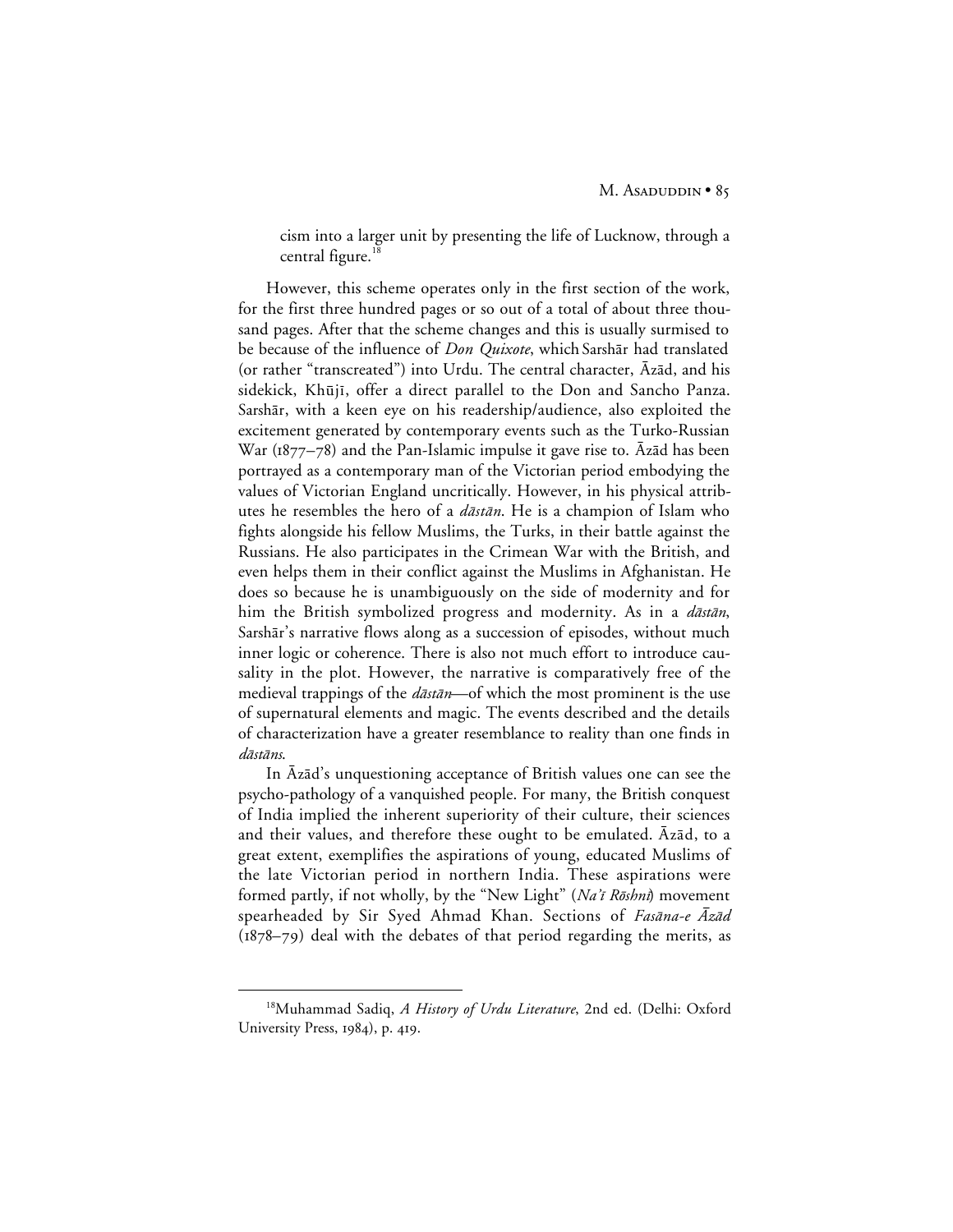cism into a larger unit by presenting the life of Lucknow, through a central figure.[18]

However, this scheme operates only in the first section of the work, for the first three hundred pages or so out of a total of about three thousand pages. After that the scheme changes and this is usually surmised to be because of the influence of *Don Quixote*, which Sarshār had translated (or rather "transcreated") into Urdu. The central character, Āzād, and his sidekick, Khūjī, offer a direct parallel to the Don and Sancho Panza. Sarshār, with a keen eye on his readership/audience, also exploited the excitement generated by contemporary events such as the Turko-Russian War (1877–78) and the Pan-Islamic impulse it gave rise to. Āzād has been portrayed as a contemporary man of the Victorian period embodying the values of Victorian England uncritically. However, in his physical attributes he resembles the hero of a *dāstān*. He is a champion of Islam who fights alongside his fellow Muslims, the Turks, in their battle against the Russians. He also participates in the Crimean War with the British, and even helps them in their conflict against the Muslims in Afghanistan. He does so because he is unambiguously on the side of modernity and for him the British symbolized progress and modernity. As in a *dāstān*, Sarshār's narrative flows along as a succession of episodes, without much inner logic or coherence. There is also not much effort to introduce causality in the plot. However, the narrative is comparatively free of the medieval trappings of the *dāstān*—of which the most prominent is the use of supernatural elements and magic. The events described and the details of characterization have a greater resemblance to reality than one finds in *dāstāns*.

In Āzād's unquestioning acceptance of British values one can see the psycho-pathology of a vanquished people. For many, the British conquest of India implied the inherent superiority of their culture, their sciences and their values, and therefore these ought to be emulated. Āzād, to a great extent, exemplifies the aspirations of young, educated Muslims of the late Victorian period in northern India. These aspirations were formed partly, if not wholly, by the "New Light" (*Na'ī Rōshnī*) movement spearheaded by Sir Syed Ahmad Khan. Sections of *Fasāna-e Āzād* (1878–79) deal with the debates of that period regarding the merits, as

---

[18]Muhammad Sadiq, *A History of Urdu Literature*, 2nd ed. (Delhi: Oxford University Press, 1984), p. 419.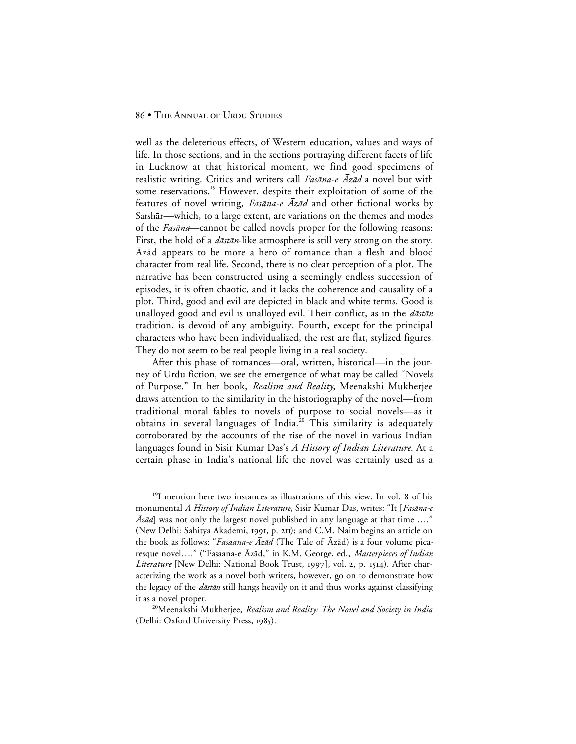well as the deleterious effects, of Western education, values and ways of life. In those sections, and in the sections portraying different facets of life in Lucknow at that historical moment, we find good specimens of realistic writing. Critics and writers call *Fasāna-e Āzād* a novel but with some reservations.[19] However, despite their exploitation of some of the features of novel writing, *Fasāna-e Āzād* and other fictional works by Sarshār—which, to a large extent, are variations on the themes and modes of the *Fasāna*—cannot be called novels proper for the following reasons: First, the hold of a *dāstān*-like atmosphere is still very strong on the story. Āzād appears to be more a hero of romance than a flesh and blood character from real life. Second, there is no clear perception of a plot. The narrative has been constructed using a seemingly endless succession of episodes, it is often chaotic, and it lacks the coherence and causality of a plot. Third, good and evil are depicted in black and white terms. Good is unalloyed good and evil is unalloyed evil. Their conflict, as in the *dāstān* tradition, is devoid of any ambiguity. Fourth, except for the principal characters who have been individualized, the rest are flat, stylized figures. They do not seem to be real people living in a real society.

After this phase of romances—oral, written, historical—in the journey of Urdu fiction, we see the emergence of what may be called "Novels of Purpose." In her book, *Realism and Reality*, Meenakshi Mukherjee draws attention to the similarity in the historiography of the novel—from traditional moral fables to novels of purpose to social novels—as it obtains in several languages of India.[20] This similarity is adequately corroborated by the accounts of the rise of the novel in various Indian languages found in Sisir Kumar Das's *A History of Indian Literature.* At a certain phase in India's national life the novel was certainly used as a

---

[19] I mention here two instances as illustrations of this view. In vol. 8 of his monumental *A History of Indian Literature*, Sisir Kumar Das, writes: "It [*Fasāna-e Āzād*] was not only the largest novel published in any language at that time …." (New Delhi: Sahitya Akademi, 1991, p. 211); and C.M. Naim begins an article on the book as follows: "*Fasaana-e Āzād* (The Tale of Āzād) is a four volume picaresque novel…." ("Fasaana-e Āzād," in K.M. George, ed., *Masterpieces of Indian Literature* [New Delhi: National Book Trust, 1997], vol. 2, p. 1514). After characterizing the work as a novel both writers, however, go on to demonstrate how the legacy of the *dāstān* still hangs heavily on it and thus works against classifying it as a novel proper.

[20] Meenakshi Mukherjee, *Realism and Reality: The Novel and Society in India* (Delhi: Oxford University Press, 1985).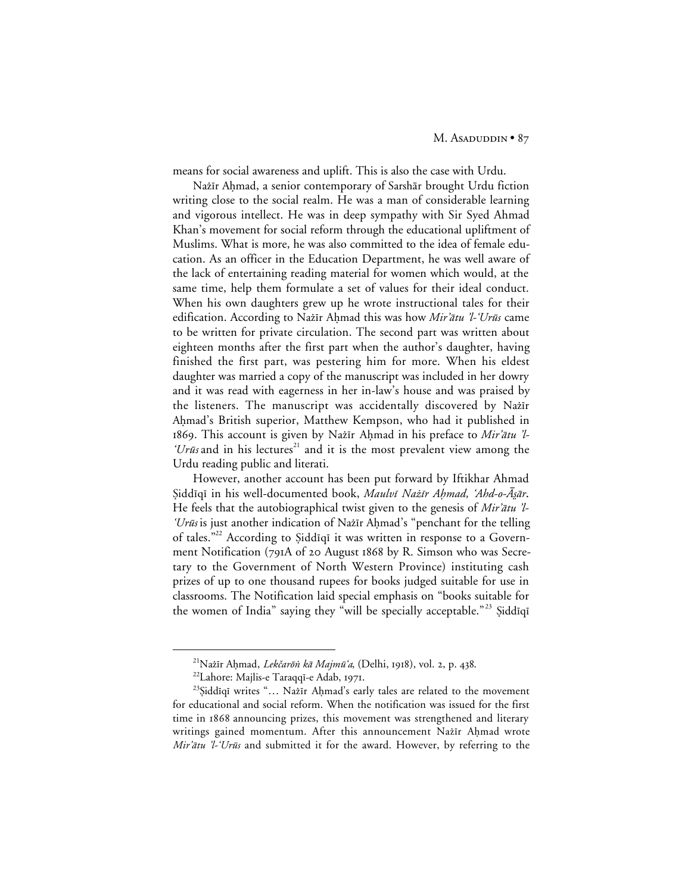means for social awareness and uplift. This is also the case with Urdu.

Nażīr Aḥmad, a senior contemporary of Sarshār brought Urdu fiction writing close to the social realm. He was a man of considerable learning and vigorous intellect. He was in deep sympathy with Sir Syed Ahmad Khan's movement for social reform through the educational upliftment of Muslims. What is more, he was also committed to the idea of female education. As an officer in the Education Department, he was well aware of the lack of entertaining reading material for women which would, at the same time, help them formulate a set of values for their ideal conduct. When his own daughters grew up he wrote instructional tales for their edification. According to Nażīr Aḥmad this was how *Mir'ātu 'l-'Urūs* came to be written for private circulation. The second part was written about eighteen months after the first part when the author's daughter, having finished the first part, was pestering him for more. When his eldest daughter was married a copy of the manuscript was included in her dowry and it was read with eagerness in her in-law's house and was praised by the listeners. The manuscript was accidentally discovered by Nażīr Aḥmad's British superior, Matthew Kempson, who had it published in 1869. This account is given by Nażīr Aḥmad in his preface to *Mir'ātu 'l-'Urūs* and in his lectures[21] and it is the most prevalent view among the Urdu reading public and literati.

However, another account has been put forward by Iftikhar Ahmad Ṣiddīqī in his well-documented book, *Maulvī Nażīr Aḥmad, 'Ahd-o-Āṡār*. He feels that the autobiographical twist given to the genesis of *Mir'ātu 'l-'Urūs* is just another indication of Nażīr Aḥmad's "penchant for the telling of tales."[22] According to Ṣiddīqī it was written in response to a Government Notification (791A of 20 August 1868 by R. Simson who was Secretary to the Government of North Western Province) instituting cash prizes of up to one thousand rupees for books judged suitable for use in classrooms. The Notification laid special emphasis on "books suitable for the women of India" saying they "will be specially acceptable."[23] Ṣiddīqī

---

[21] Nażīr Aḥmad, *Lekčarōṅ kā Majmū'a*, (Delhi, 1918), vol. 2, p. 438.

[22] Lahore: Majlis-e Taraqqī-e Adab, 1971.

[23] Ṣiddīqī writes "… Nażīr Aḥmad's early tales are related to the movement for educational and social reform. When the notification was issued for the first time in 1868 announcing prizes, this movement was strengthened and literary writings gained momentum. After this announcement Nażīr Aḥmad wrote *Mir'ātu 'l-'Urūs* and submitted it for the award. However, by referring to the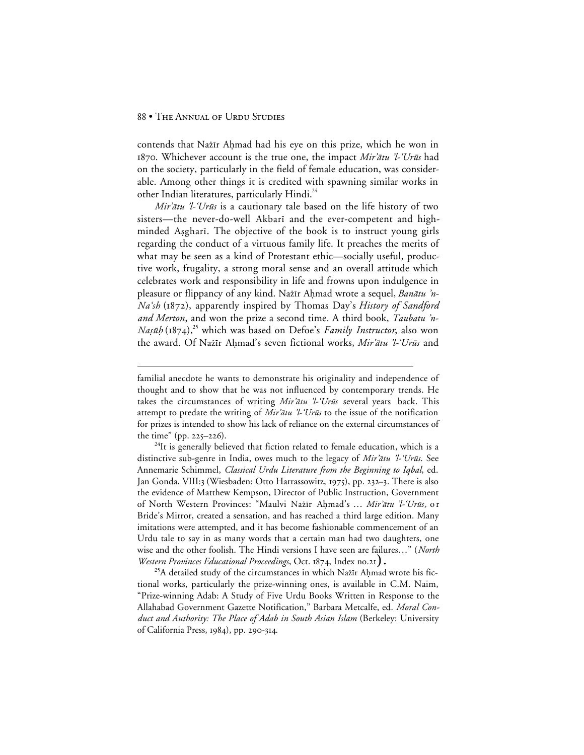contends that Nażīr Aḥmad had his eye on this prize, which he won in 1870. Whichever account is the true one, the impact *Mir'ātu 'l-'Urūs* had on the society, particularly in the field of female education, was considerable. Among other things it is credited with spawning similar works in other Indian literatures, particularly Hindi.[24]

*Mir'ātu 'l-'Urūs* is a cautionary tale based on the life history of two sisters—the never-do-well Akbarī and the ever-competent and high-minded Aṣgharī. The objective of the book is to instruct young girls regarding the conduct of a virtuous family life. It preaches the merits of what may be seen as a kind of Protestant ethic—socially useful, productive work, frugality, a strong moral sense and an overall attitude which celebrates work and responsibility in life and frowns upon indulgence in pleasure or flippancy of any kind. Nażīr Aḥmad wrote a sequel, *Banātu 'n-Na'sh* (1872), apparently inspired by Thomas Day's *History of Sandford and Merton*, and won the prize a second time. A third book, *Taubatu 'n-Naṣūḥ* (1874),[25] which was based on Defoe's *Family Instructor*, also won the award. Of Nażīr Aḥmad's seven fictional works, *Mir'ātu 'l-'Urūs* and

---

familial anecdote he wants to demonstrate his originality and independence of thought and to show that he was not influenced by contemporary trends. He takes the circumstances of writing *Mir'ātu 'l-'Urūs* several years back. This attempt to predate the writing of *Mir'ātu 'l-'Urūs* to the issue of the notification for prizes is intended to show his lack of reliance on the external circumstances of the time" (pp. 225–226).

[24]It is generally believed that fiction related to female education, which is a distinctive sub-genre in India, owes much to the legacy of *Mir'ātu 'l-'Urūs*. See Annemarie Schimmel, *Classical Urdu Literature from the Beginning to Iqbal*, ed. Jan Gonda, VIII:3 (Wiesbaden: Otto Harrassowitz, 1975), pp. 232–3. There is also the evidence of Matthew Kempson, Director of Public Instruction, Government of North Western Provinces: "Maulvi Nażīr Aḥmad's … *Mir'ātu 'l-'Urūs,* or Bride's Mirror, created a sensation, and has reached a third large edition. Many imitations were attempted, and it has become fashionable commencement of an Urdu tale to say in as many words that a certain man had two daughters, one wise and the other foolish. The Hindi versions I have seen are failures…" (*North Western Provinces Educational Proceedings*, Oct. 1874, Index no.21).

[25]A detailed study of the circumstances in which Nażīr Aḥmad wrote his fictional works, particularly the prize-winning ones, is available in C.M. Naim, "Prize-winning Adab: A Study of Five Urdu Books Written in Response to the Allahabad Government Gazette Notification," Barbara Metcalfe, ed. *Moral Conduct and Authority: The Place of Adab in South Asian Islam* (Berkeley: University of California Press, 1984), pp. 290-314.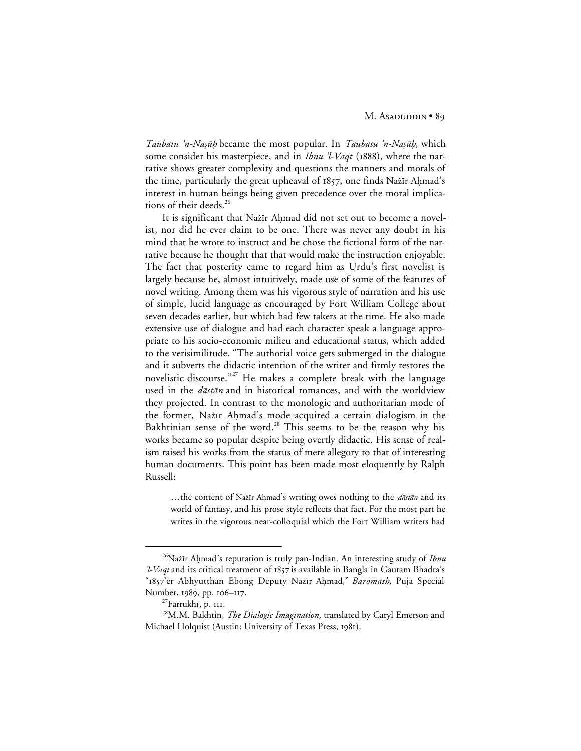*Taubatu 'n-Naṣūḥ* became the most popular. In *Taubatu 'n-Naṣūḥ*, which some consider his masterpiece, and in *Ibnu 'l-Vaqt* (1888), where the narrative shows greater complexity and questions the manners and morals of the time, particularly the great upheaval of 1857, one finds Nażīr Aḥmad's interest in human beings being given precedence over the moral implications of their deeds.[26]

It is significant that Nażīr Aḥmad did not set out to become a novelist, nor did he ever claim to be one. There was never any doubt in his mind that he wrote to instruct and he chose the fictional form of the narrative because he thought that that would make the instruction enjoyable. The fact that posterity came to regard him as Urdu's first novelist is largely because he, almost intuitively, made use of some of the features of novel writing. Among them was his vigorous style of narration and his use of simple, lucid language as encouraged by Fort William College about seven decades earlier, but which had few takers at the time. He also made extensive use of dialogue and had each character speak a language appropriate to his socio-economic milieu and educational status, which added to the verisimilitude. "The authorial voice gets submerged in the dialogue and it subverts the didactic intention of the writer and firmly restores the novelistic discourse."[27] He makes a complete break with the language used in the *dāstān* and in historical romances, and with the worldview they projected. In contrast to the monologic and authoritarian mode of the former, Nażīr Aḥmad's mode acquired a certain dialogism in the Bakhtinian sense of the word.[28] This seems to be the reason why his works became so popular despite being overtly didactic. His sense of realism raised his works from the status of mere allegory to that of interesting human documents. This point has been made most eloquently by Ralph Russell:

> …the content of Nażīr Aḥmad's writing owes nothing to the *dāstān* and its world of fantasy, and his prose style reflects that fact. For the most part he writes in the vigorous near-colloquial which the Fort William writers had

---

[26]Nażīr Aḥmad's reputation is truly pan-Indian. An interesting study of *Ibnu 'l-Vaqt* and its critical treatment of 1857 is available in Bangla in Gautam Bhadra's "1857'er Abhyutthan Ebong Deputy Nażīr Aḥmad," *Baromash*, Puja Special Number, 1989, pp. 106–117.

[27]Farrukhī, p. 111.

[28]M.M. Bakhtin, *The Dialogic Imagination*, translated by Caryl Emerson and Michael Holquist (Austin: University of Texas Press, 1981).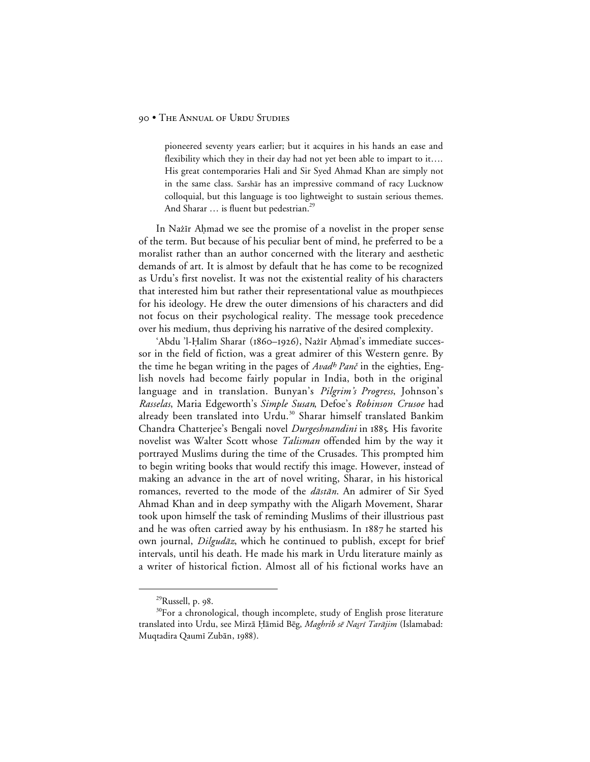> pioneered seventy years earlier; but it acquires in his hands an ease and flexibility which they in their day had not yet been able to impart to it…. His great contemporaries Hali and Sir Syed Ahmad Khan are simply not in the same class. Sarshār has an impressive command of racy Lucknow colloquial, but this language is too lightweight to sustain serious themes. And Sharar … is fluent but pedestrian.[29]

In Nażīr Aḥmad we see the promise of a novelist in the proper sense of the term. But because of his peculiar bent of mind, he preferred to be a moralist rather than an author concerned with the literary and aesthetic demands of art. It is almost by default that he has come to be recognized as Urdu's first novelist. It was not the existential reality of his characters that interested him but rather their representational value as mouthpieces for his ideology. He drew the outer dimensions of his characters and did not focus on their psychological reality. The message took precedence over his medium, thus depriving his narrative of the desired complexity.

'Abdu 'l-Ḥalīm Sharar (1860–1926), Nażīr Aḥmad's immediate successor in the field of fiction, was a great admirer of this Western genre. By the time he began writing in the pages of *Avadʰ Panč* in the eighties, English novels had become fairly popular in India, both in the original language and in translation. Bunyan's *Pilgrim's Progress*, Johnson's *Rasselas*, Maria Edgeworth's *Simple Susan*, Defoe's *Robinson Crusoe* had already been translated into Urdu.[30] Sharar himself translated Bankim Chandra Chatterjee's Bengali novel *Durgeshnandini* in 1885. His favorite novelist was Walter Scott whose *Talisman* offended him by the way it portrayed Muslims during the time of the Crusades. This prompted him to begin writing books that would rectify this image. However, instead of making an advance in the art of novel writing, Sharar, in his historical romances, reverted to the mode of the *dāstān*. An admirer of Sir Syed Ahmad Khan and in deep sympathy with the Aligarh Movement, Sharar took upon himself the task of reminding Muslims of their illustrious past and he was often carried away by his enthusiasm. In 1887 he started his own journal, *Dilgudāz*, which he continued to publish, except for brief intervals, until his death. He made his mark in Urdu literature mainly as a writer of historical fiction. Almost all of his fictional works have an

---

[29] Russell, p. 98.

[30] For a chronological, though incomplete, study of English prose literature translated into Urdu, see Mirzā Ḥāmid Bēg, *Maġhrib sē Naṡrī Tarājim* (Islamabad: Muqtadira Qaumī Zubān, 1988).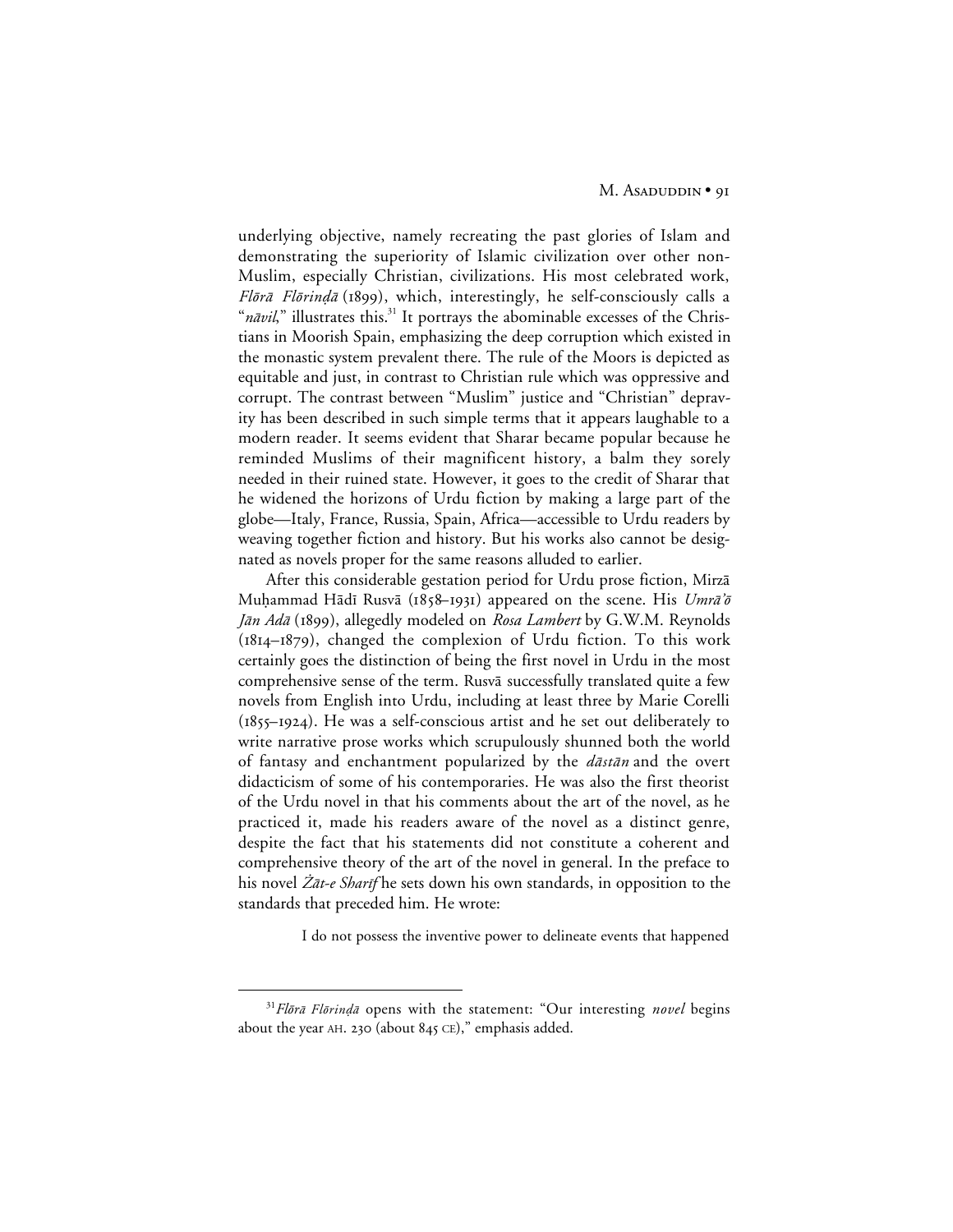underlying objective, namely recreating the past glories of Islam and demonstrating the superiority of Islamic civilization over other non-Muslim, especially Christian, civilizations. His most celebrated work, *Flōrā Flōrinḍā* (1899), which, interestingly, he self-consciously calls a "*nāvil*," illustrates this.[31] It portrays the abominable excesses of the Christians in Moorish Spain, emphasizing the deep corruption which existed in the monastic system prevalent there. The rule of the Moors is depicted as equitable and just, in contrast to Christian rule which was oppressive and corrupt. The contrast between "Muslim" justice and "Christian" depravity has been described in such simple terms that it appears laughable to a modern reader. It seems evident that Sharar became popular because he reminded Muslims of their magnificent history, a balm they sorely needed in their ruined state. However, it goes to the credit of Sharar that he widened the horizons of Urdu fiction by making a large part of the globe—Italy, France, Russia, Spain, Africa—accessible to Urdu readers by weaving together fiction and history. But his works also cannot be designated as novels proper for the same reasons alluded to earlier.

After this considerable gestation period for Urdu prose fiction, Mirzā Muḥammad Hādī Rusvā (1858–1931) appeared on the scene. His *Umrā'ō Jān Adā* (1899), allegedly modeled on *Rosa Lambert* by G.W.M. Reynolds (1814–1879), changed the complexion of Urdu fiction. To this work certainly goes the distinction of being the first novel in Urdu in the most comprehensive sense of the term. Rusvā successfully translated quite a few novels from English into Urdu, including at least three by Marie Corelli (1855–1924). He was a self-conscious artist and he set out deliberately to write narrative prose works which scrupulously shunned both the world of fantasy and enchantment popularized by the *dāstān* and the overt didacticism of some of his contemporaries. He was also the first theorist of the Urdu novel in that his comments about the art of the novel, as he practiced it, made his readers aware of the novel as a distinct genre, despite the fact that his statements did not constitute a coherent and comprehensive theory of the art of the novel in general. In the preface to his novel *Żāt-e Sharīf* he sets down his own standards, in opposition to the standards that preceded him. He wrote:

> I do not possess the inventive power to delineate events that happened

[31] *Flōrā Flōrinḍā* opens with the statement: "Our interesting *novel* begins about the year AH. 230 (about 845 CE)," emphasis added.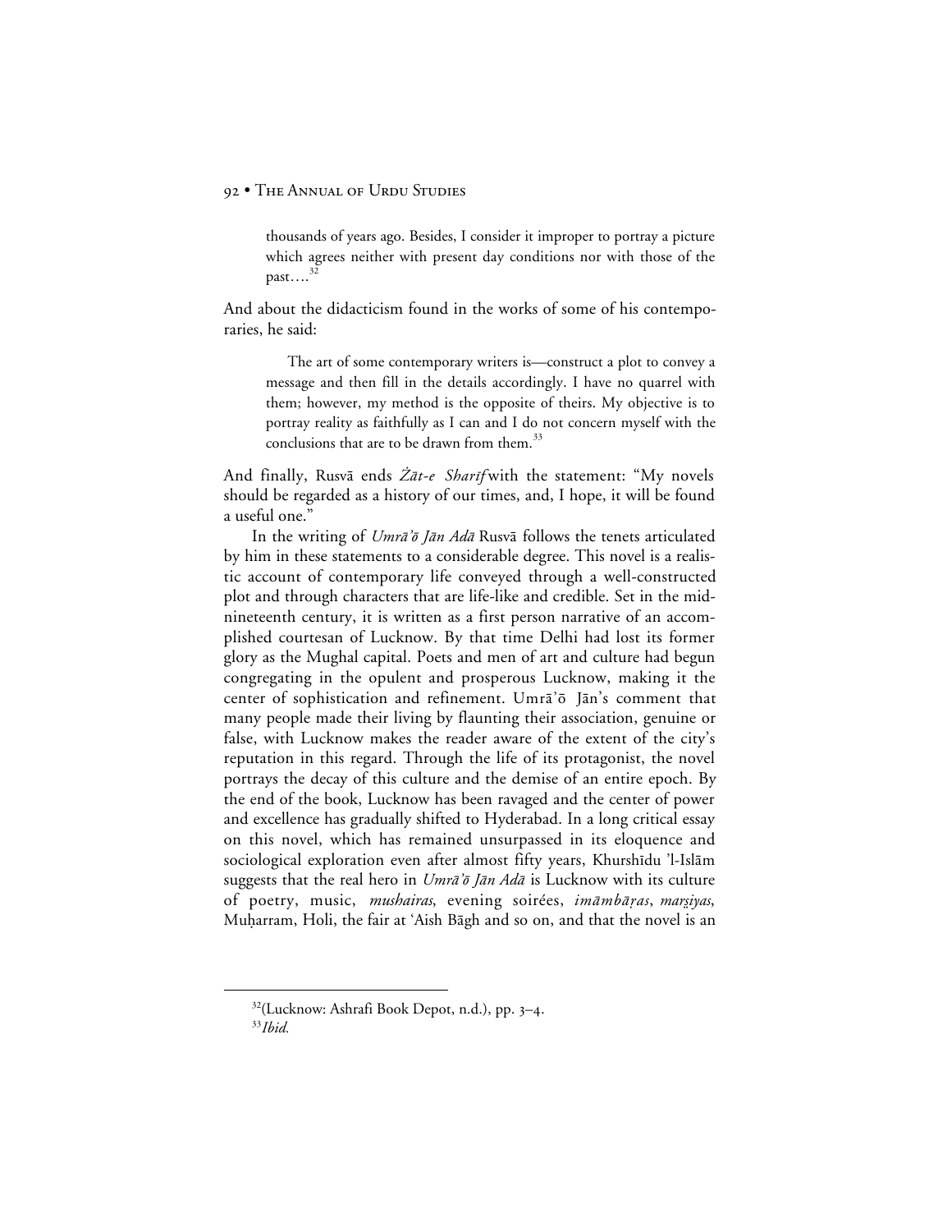> thousands of years ago. Besides, I consider it improper to portray a picture which agrees neither with present day conditions nor with those of the past….[32]

And about the didacticism found in the works of some of his contemporaries, he said:

> The art of some contemporary writers is—construct a plot to convey a message and then fill in the details accordingly. I have no quarrel with them; however, my method is the opposite of theirs. My objective is to portray reality as faithfully as I can and I do not concern myself with the conclusions that are to be drawn from them.[33]

And finally, Rusvā ends *Ẕāt-e Sharīf* with the statement: "My novels should be regarded as a history of our times, and, I hope, it will be found a useful one."

In the writing of *Umrā'ō Jān Adā* Rusvā follows the tenets articulated by him in these statements to a considerable degree. This novel is a realistic account of contemporary life conveyed through a well-constructed plot and through characters that are life-like and credible. Set in the mid-nineteenth century, it is written as a first person narrative of an accomplished courtesan of Lucknow. By that time Delhi had lost its former glory as the Mughal capital. Poets and men of art and culture had begun congregating in the opulent and prosperous Lucknow, making it the center of sophistication and refinement. Umrā'ō Jān's comment that many people made their living by flaunting their association, genuine or false, with Lucknow makes the reader aware of the extent of the city's reputation in this regard. Through the life of its protagonist, the novel portrays the decay of this culture and the demise of an entire epoch. By the end of the book, Lucknow has been ravaged and the center of power and excellence has gradually shifted to Hyderabad. In a long critical essay on this novel, which has remained unsurpassed in its eloquence and sociological exploration even after almost fifty years, Khurshīdu 'l-Islām suggests that the real hero in *Umrā'ō Jān Adā* is Lucknow with its culture of poetry, music, *mushairas*, evening soirées, *imāmbāṛas*, *marṡiyas*, Muḥarram, Holi, the fair at 'Aish Bāgh and so on, and that the novel is an

---

[32](Lucknow: Ashrafi Book Depot, n.d.), pp. 3–4.

[33]*Ibid.*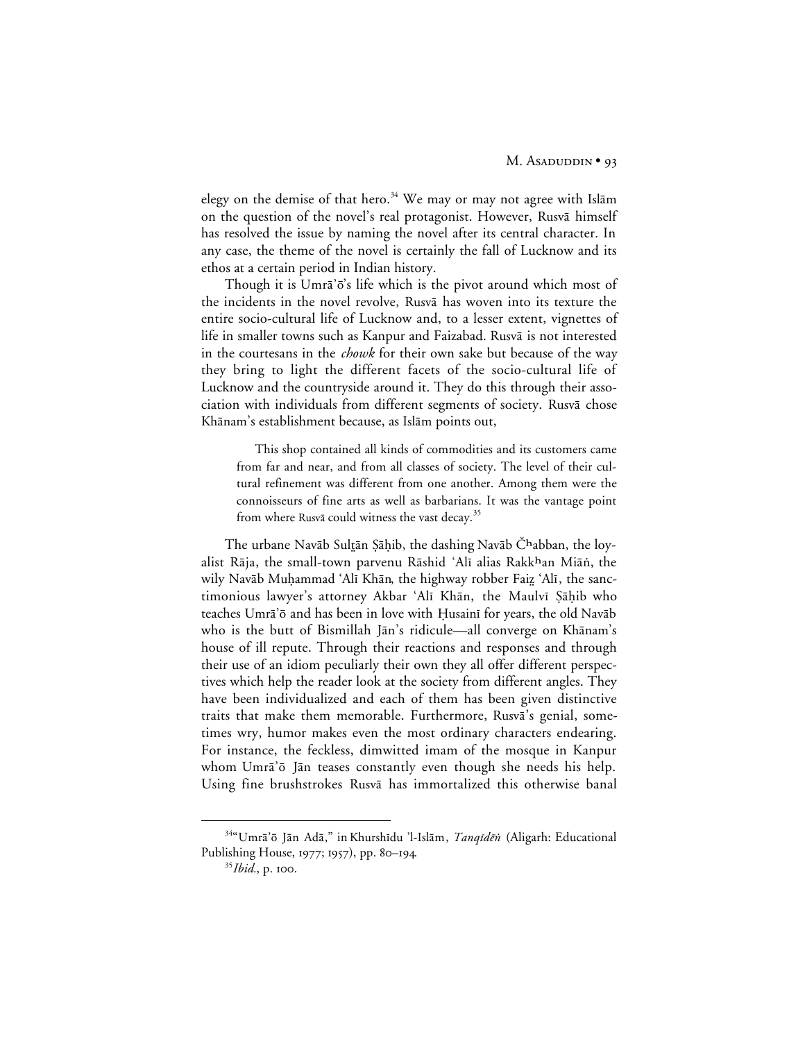elegy on the demise of that hero.[34] We may or may not agree with Islām on the question of the novel's real protagonist. However, Rusvā himself has resolved the issue by naming the novel after its central character. In any case, the theme of the novel is certainly the fall of Lucknow and its ethos at a certain period in Indian history.

Though it is Umrā'ō's life which is the pivot around which most of the incidents in the novel revolve, Rusvā has woven into its texture the entire socio-cultural life of Lucknow and, to a lesser extent, vignettes of life in smaller towns such as Kanpur and Faizabad. Rusvā is not interested in the courtesans in the *chowk* for their own sake but because of the way they bring to light the different facets of the socio-cultural life of Lucknow and the countryside around it. They do this through their association with individuals from different segments of society. Rusvā chose Khānam's establishment because, as Islām points out,

> This shop contained all kinds of commodities and its customers came from far and near, and from all classes of society. The level of their cultural refinement was different from one another. Among them were the connoisseurs of fine arts as well as barbarians. It was the vantage point from where Rusvā could witness the vast decay.[35]

The urbane Navāb Sulṭān Ṣāḥib, the dashing Navāb Čʰabban, the loyalist Rāja, the small-town parvenu Rāshid 'Alī alias Rakkʰan Miāṅ, the wily Navāb Muḥammad 'Alī Khān, the highway robber Faiẕ 'Alī, the sanctimonious lawyer's attorney Akbar 'Alī Khān, the Maulvī Ṣāḥib who teaches Umrā'ō and has been in love with Ḥusainī for years, the old Navāb who is the butt of Bismillah Jān's ridicule—all converge on Khānam's house of ill repute. Through their reactions and responses and through their use of an idiom peculiarly their own they all offer different perspectives which help the reader look at the society from different angles. They have been individualized and each of them has been given distinctive traits that make them memorable. Furthermore, Rusvā's genial, sometimes wry, humor makes even the most ordinary characters endearing. For instance, the feckless, dimwitted imam of the mosque in Kanpur whom Umrā'ō Jān teases constantly even though she needs his help. Using fine brushstrokes Rusvā has immortalized this otherwise banal

---

[34] "Umrā'ō Jān Adā," in Khurshīdu 'l-Islām, *Tanqīdēṅ* (Aligarh: Educational Publishing House, 1977; 1957), pp. 80–194.

[35] *Ibid.*, p. 100.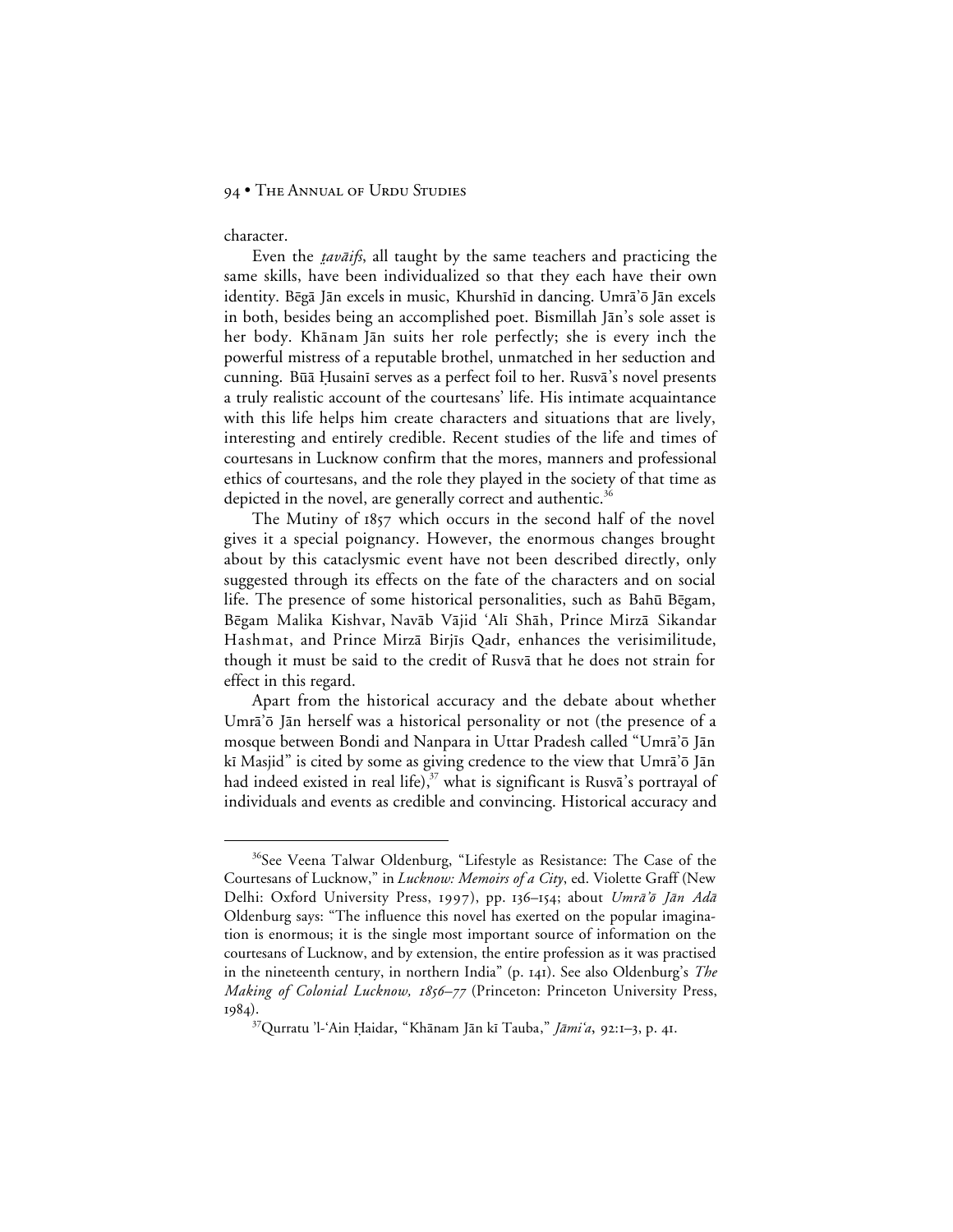character.

Even the *ṭavāifs*, all taught by the same teachers and practicing the same skills, have been individualized so that they each have their own identity. Bēgā Jān excels in music, Khurshīd in dancing. Umrā'ō Jān excels in both, besides being an accomplished poet. Bismillah Jān's sole asset is her body. Khānam Jān suits her role perfectly; she is every inch the powerful mistress of a reputable brothel, unmatched in her seduction and cunning. Būā Ḥusainī serves as a perfect foil to her. Rusvā's novel presents a truly realistic account of the courtesans' life. His intimate acquaintance with this life helps him create characters and situations that are lively, interesting and entirely credible. Recent studies of the life and times of courtesans in Lucknow confirm that the mores, manners and professional ethics of courtesans, and the role they played in the society of that time as depicted in the novel, are generally correct and authentic.[36]

The Mutiny of 1857 which occurs in the second half of the novel gives it a special poignancy. However, the enormous changes brought about by this cataclysmic event have not been described directly, only suggested through its effects on the fate of the characters and on social life. The presence of some historical personalities, such as Bahū Bēgam, Bēgam Malika Kishvar, Navāb Vājid 'Alī Shāh, Prince Mirzā Sikandar Hashmat, and Prince Mirzā Birjīs Qadr, enhances the verisimilitude, though it must be said to the credit of Rusvā that he does not strain for effect in this regard.

Apart from the historical accuracy and the debate about whether Umrā'ō Jān herself was a historical personality or not (the presence of a mosque between Bondi and Nanpara in Uttar Pradesh called "Umrā'ō Jān kī Masjid" is cited by some as giving credence to the view that Umrā'ō Jān had indeed existed in real life),[37] what is significant is Rusvā's portrayal of individuals and events as credible and convincing. Historical accuracy and

---

[36]See Veena Talwar Oldenburg, "Lifestyle as Resistance: The Case of the Courtesans of Lucknow," in *Lucknow: Memoirs of a City*, ed. Violette Graff (New Delhi: Oxford University Press, 1997), pp. 136–154; about *Umrā'ō Jān Adā* Oldenburg says: "The influence this novel has exerted on the popular imagination is enormous; it is the single most important source of information on the courtesans of Lucknow, and by extension, the entire profession as it was practised in the nineteenth century, in northern India" (p. 141). See also Oldenburg's *The Making of Colonial Lucknow, 1856–77* (Princeton: Princeton University Press, 1984).

[37]Qurratu 'l-'Ain Ḥaidar, "Khānam Jān kī Tauba," *Jāmi'a*, 92:1–3, p. 41.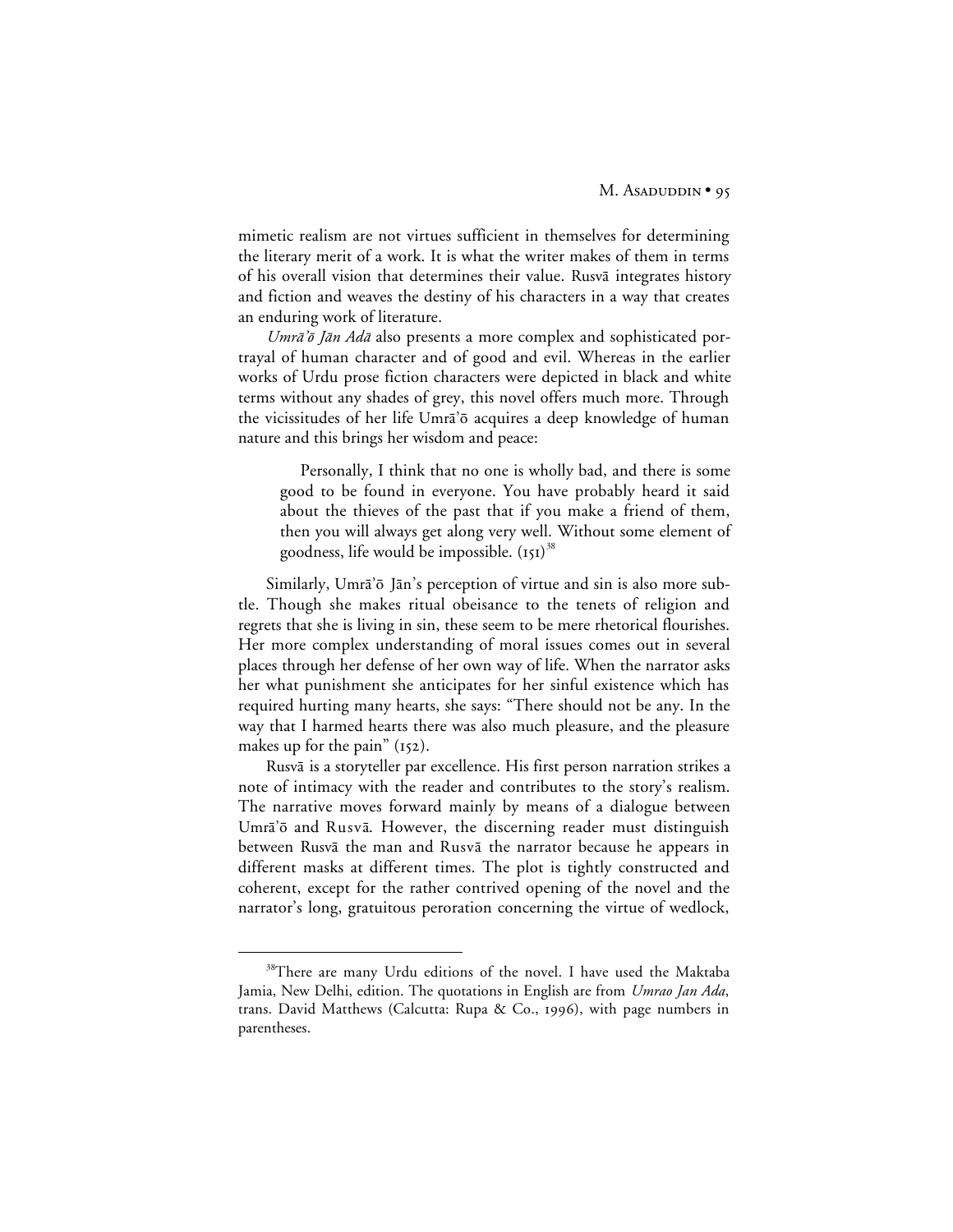mimetic realism are not virtues sufficient in themselves for determining the literary merit of a work. It is what the writer makes of them in terms of his overall vision that determines their value. Rusvā integrates history and fiction and weaves the destiny of his characters in a way that creates an enduring work of literature.

*Umrā'ō Jān Adā* also presents a more complex and sophisticated portrayal of human character and of good and evil. Whereas in the earlier works of Urdu prose fiction characters were depicted in black and white terms without any shades of grey, this novel offers much more. Through the vicissitudes of her life Umrā'ō acquires a deep knowledge of human nature and this brings her wisdom and peace:

> Personally, I think that no one is wholly bad, and there is some good to be found in everyone. You have probably heard it said about the thieves of the past that if you make a friend of them, then you will always get along very well. Without some element of goodness, life would be impossible. (151)[38]

Similarly, Umrā'ō Jān's perception of virtue and sin is also more subtle. Though she makes ritual obeisance to the tenets of religion and regrets that she is living in sin, these seem to be mere rhetorical flourishes. Her more complex understanding of moral issues comes out in several places through her defense of her own way of life. When the narrator asks her what punishment she anticipates for her sinful existence which has required hurting many hearts, she says: "There should not be any. In the way that I harmed hearts there was also much pleasure, and the pleasure makes up for the pain" (152).

Rusvā is a storyteller par excellence. His first person narration strikes a note of intimacy with the reader and contributes to the story's realism. The narrative moves forward mainly by means of a dialogue between Umrā'ō and Rusvā. However, the discerning reader must distinguish between Rusvā the man and Rusvā the narrator because he appears in different masks at different times. The plot is tightly constructed and coherent, except for the rather contrived opening of the novel and the narrator's long, gratuitous peroration concerning the virtue of wedlock,

---

[38]There are many Urdu editions of the novel. I have used the Maktaba Jamia, New Delhi, edition. The quotations in English are from *Umrao Jan Ada*, trans. David Matthews (Calcutta: Rupa & Co., 1996), with page numbers in parentheses.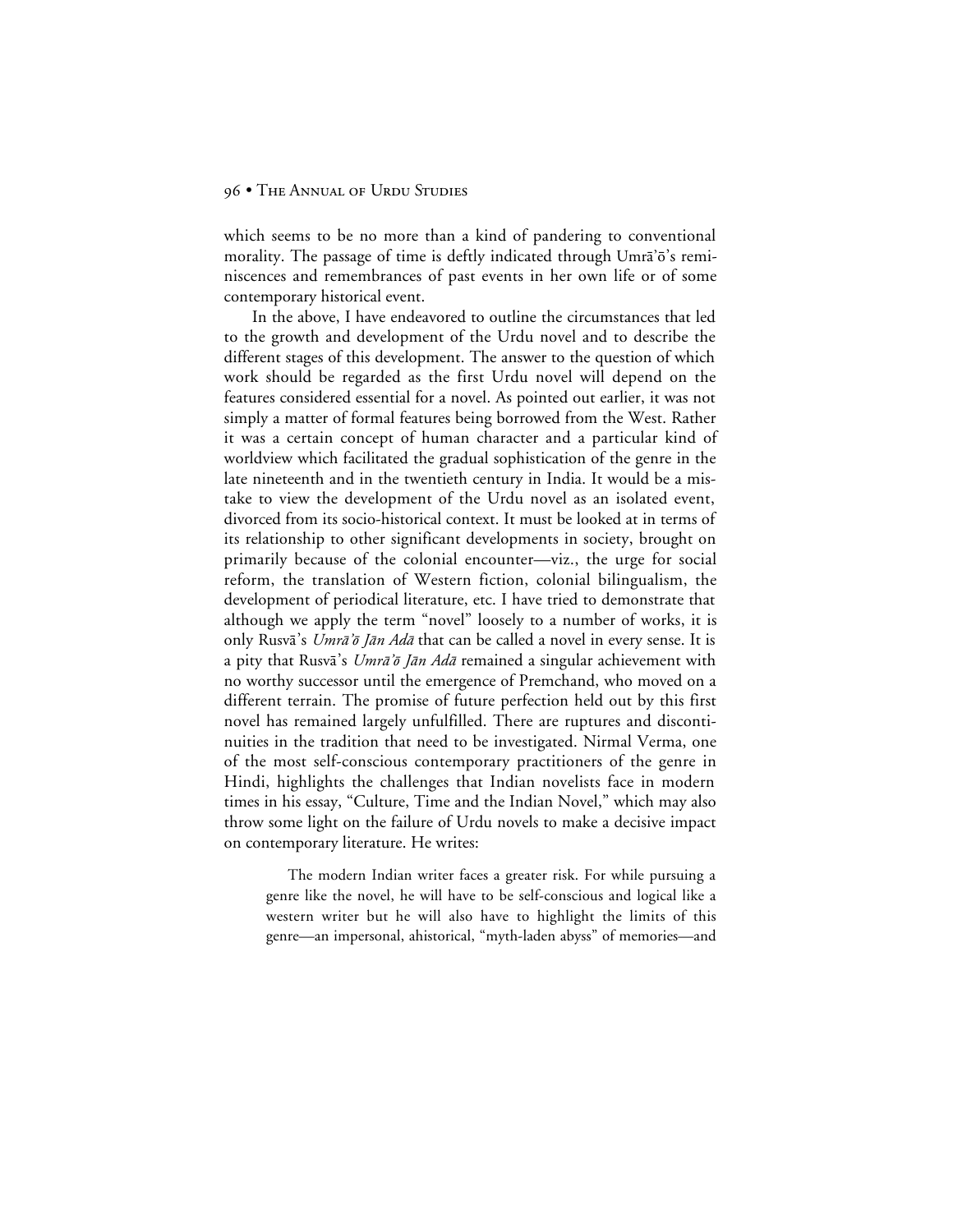which seems to be no more than a kind of pandering to conventional morality. The passage of time is deftly indicated through Umrā'ō's reminiscences and remembrances of past events in her own life or of some contemporary historical event.

In the above, I have endeavored to outline the circumstances that led to the growth and development of the Urdu novel and to describe the different stages of this development. The answer to the question of which work should be regarded as the first Urdu novel will depend on the features considered essential for a novel. As pointed out earlier, it was not simply a matter of formal features being borrowed from the West. Rather it was a certain concept of human character and a particular kind of worldview which facilitated the gradual sophistication of the genre in the late nineteenth and in the twentieth century in India. It would be a mistake to view the development of the Urdu novel as an isolated event, divorced from its socio-historical context. It must be looked at in terms of its relationship to other significant developments in society, brought on primarily because of the colonial encounter—viz., the urge for social reform, the translation of Western fiction, colonial bilingualism, the development of periodical literature, etc. I have tried to demonstrate that although we apply the term "novel" loosely to a number of works, it is only Rusvā's *Umrā'ō Jān Adā* that can be called a novel in every sense. It is a pity that Rusvā's *Umrā'ō Jān Adā* remained a singular achievement with no worthy successor until the emergence of Premchand, who moved on a different terrain. The promise of future perfection held out by this first novel has remained largely unfulfilled. There are ruptures and discontinuities in the tradition that need to be investigated. Nirmal Verma, one of the most self-conscious contemporary practitioners of the genre in Hindi, highlights the challenges that Indian novelists face in modern times in his essay, "Culture, Time and the Indian Novel," which may also throw some light on the failure of Urdu novels to make a decisive impact on contemporary literature. He writes:

> The modern Indian writer faces a greater risk. For while pursuing a genre like the novel, he will have to be self-conscious and logical like a western writer but he will also have to highlight the limits of this genre—an impersonal, ahistorical, "myth-laden abyss" of memories—and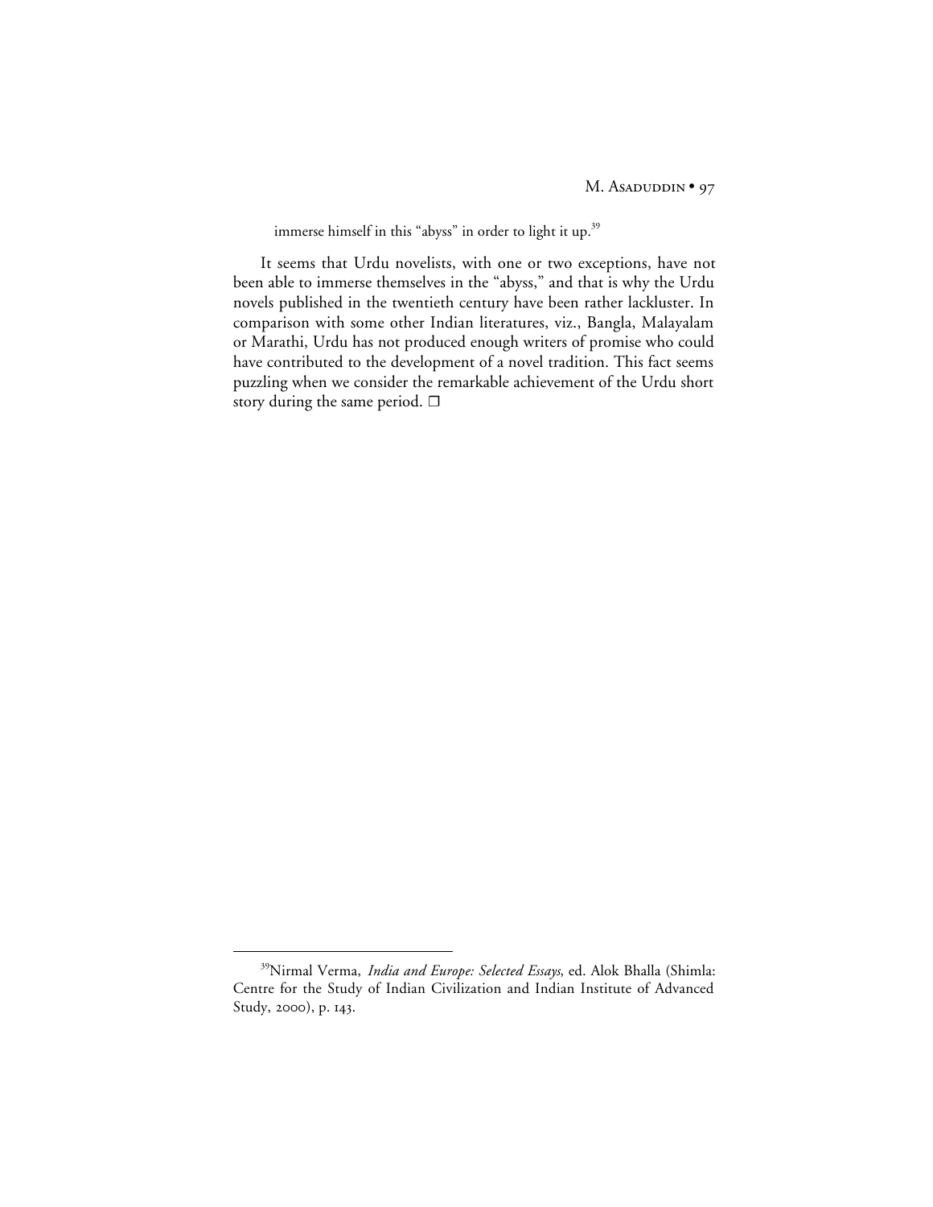> immerse himself in this "abyss" in order to light it up.[39]

It seems that Urdu novelists, with one or two exceptions, have not been able to immerse themselves in the "abyss," and that is why the Urdu novels published in the twentieth century have been rather lackluster. In comparison with some other Indian literatures, viz., Bangla, Malayalam or Marathi, Urdu has not produced enough writers of promise who could have contributed to the development of a novel tradition. This fact seems puzzling when we consider the remarkable achievement of the Urdu short story during the same period. ❐

---

[39]Nirmal Verma, *India and Europe: Selected Essays*, ed. Alok Bhalla (Shimla: Centre for the Study of Indian Civilization and Indian Institute of Advanced Study, 2000), p. 143.